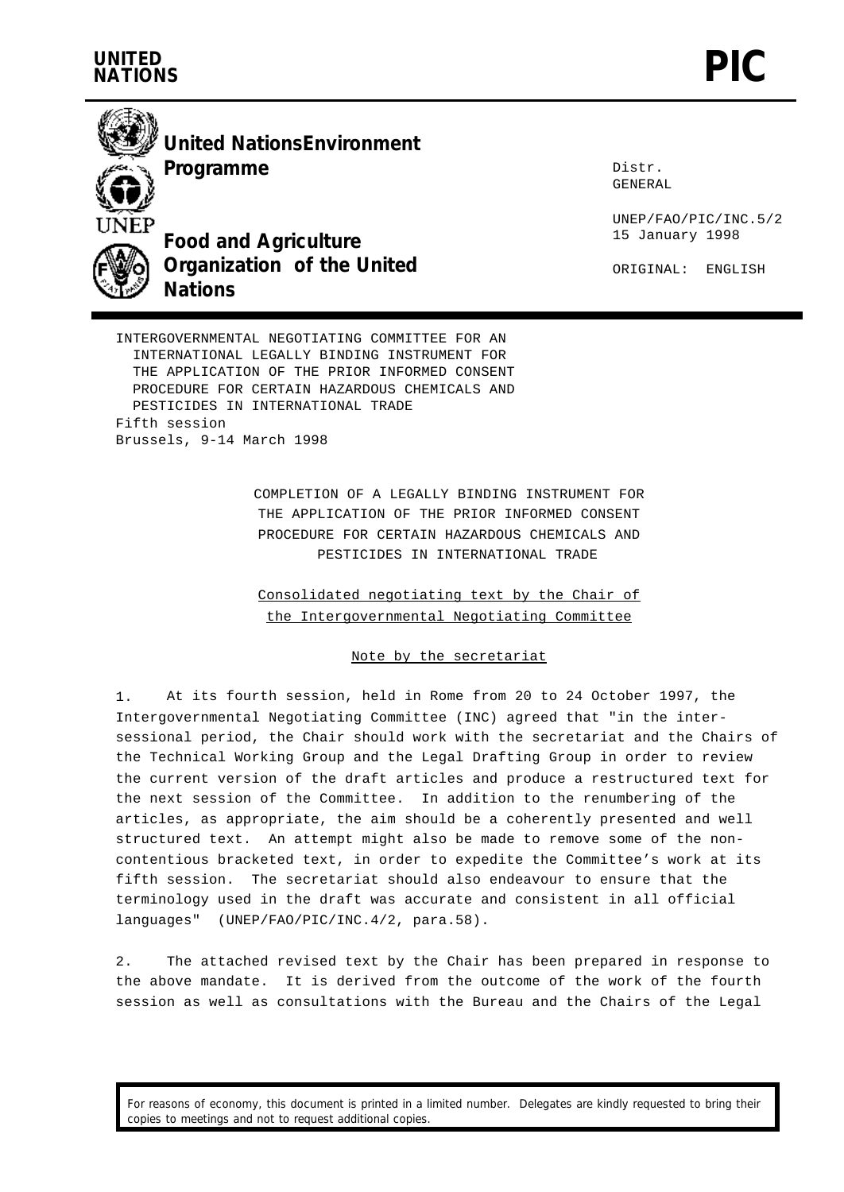UNITED NATIONS

# PIC

**United Nations Environment Programme**

**Food and Agriculture Organization of the United Nations**

Distr.
GENERAL

UNEP/FAO/PIC/INC.5/2
15 January 1998

ORIGINAL: ENGLISH

INTERGOVERNMENTAL NEGOTIATING COMMITTEE FOR AN INTERNATIONAL LEGALLY BINDING INSTRUMENT FOR THE APPLICATION OF THE PRIOR INFORMED CONSENT PROCEDURE FOR CERTAIN HAZARDOUS CHEMICALS AND PESTICIDES IN INTERNATIONAL TRADE
Fifth session
Brussels, 9-14 March 1998

COMPLETION OF A LEGALLY BINDING INSTRUMENT FOR THE APPLICATION OF THE PRIOR INFORMED CONSENT PROCEDURE FOR CERTAIN HAZARDOUS CHEMICALS AND PESTICIDES IN INTERNATIONAL TRADE

Consolidated negotiating text by the Chair of the Intergovernmental Negotiating Committee

Note by the secretariat

1. At its fourth session, held in Rome from 20 to 24 October 1997, the Intergovernmental Negotiating Committee (INC) agreed that "in the inter-sessional period, the Chair should work with the secretariat and the Chairs of the Technical Working Group and the Legal Drafting Group in order to review the current version of the draft articles and produce a restructured text for the next session of the Committee. In addition to the renumbering of the articles, as appropriate, the aim should be a coherently presented and well structured text. An attempt might also be made to remove some of the non-contentious bracketed text, in order to expedite the Committee's work at its fifth session. The secretariat should also endeavour to ensure that the terminology used in the draft was accurate and consistent in all official languages" (UNEP/FAO/PIC/INC.4/2, para.58).

2. The attached revised text by the Chair has been prepared in response to the above mandate. It is derived from the outcome of the work of the fourth session as well as consultations with the Bureau and the Chairs of the Legal

For reasons of economy, this document is printed in a limited number. Delegates are kindly requested to bring their copies to meetings and not to request additional copies.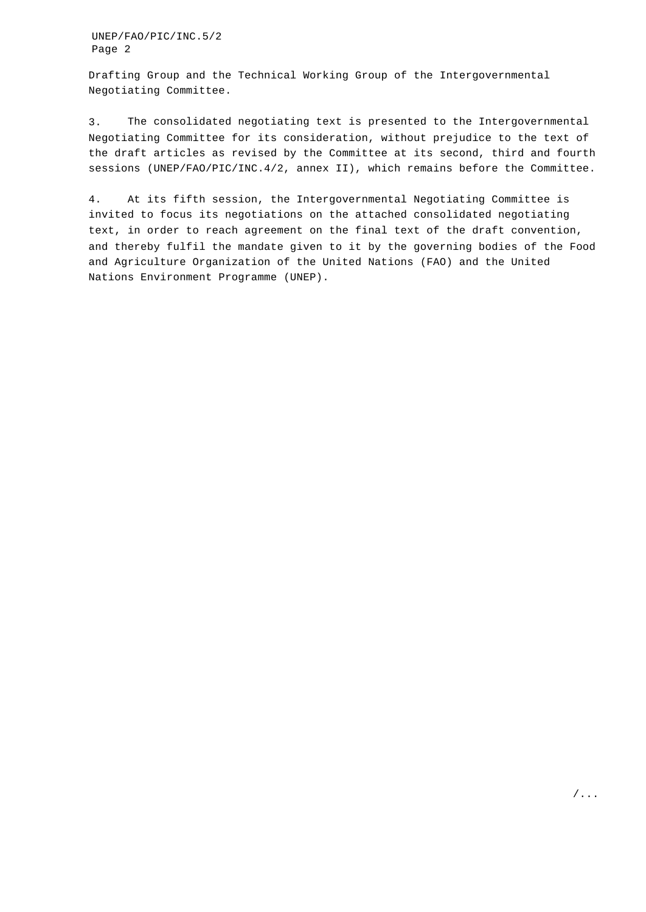Drafting Group and the Technical Working Group of the Intergovernmental Negotiating Committee.

3. The consolidated negotiating text is presented to the Intergovernmental Negotiating Committee for its consideration, without prejudice to the text of the draft articles as revised by the Committee at its second, third and fourth sessions (UNEP/FAO/PIC/INC.4/2, annex II), which remains before the Committee.

4. At its fifth session, the Intergovernmental Negotiating Committee is invited to focus its negotiations on the attached consolidated negotiating text, in order to reach agreement on the final text of the draft convention, and thereby fulfil the mandate given to it by the governing bodies of the Food and Agriculture Organization of the United Nations (FAO) and the United Nations Environment Programme (UNEP).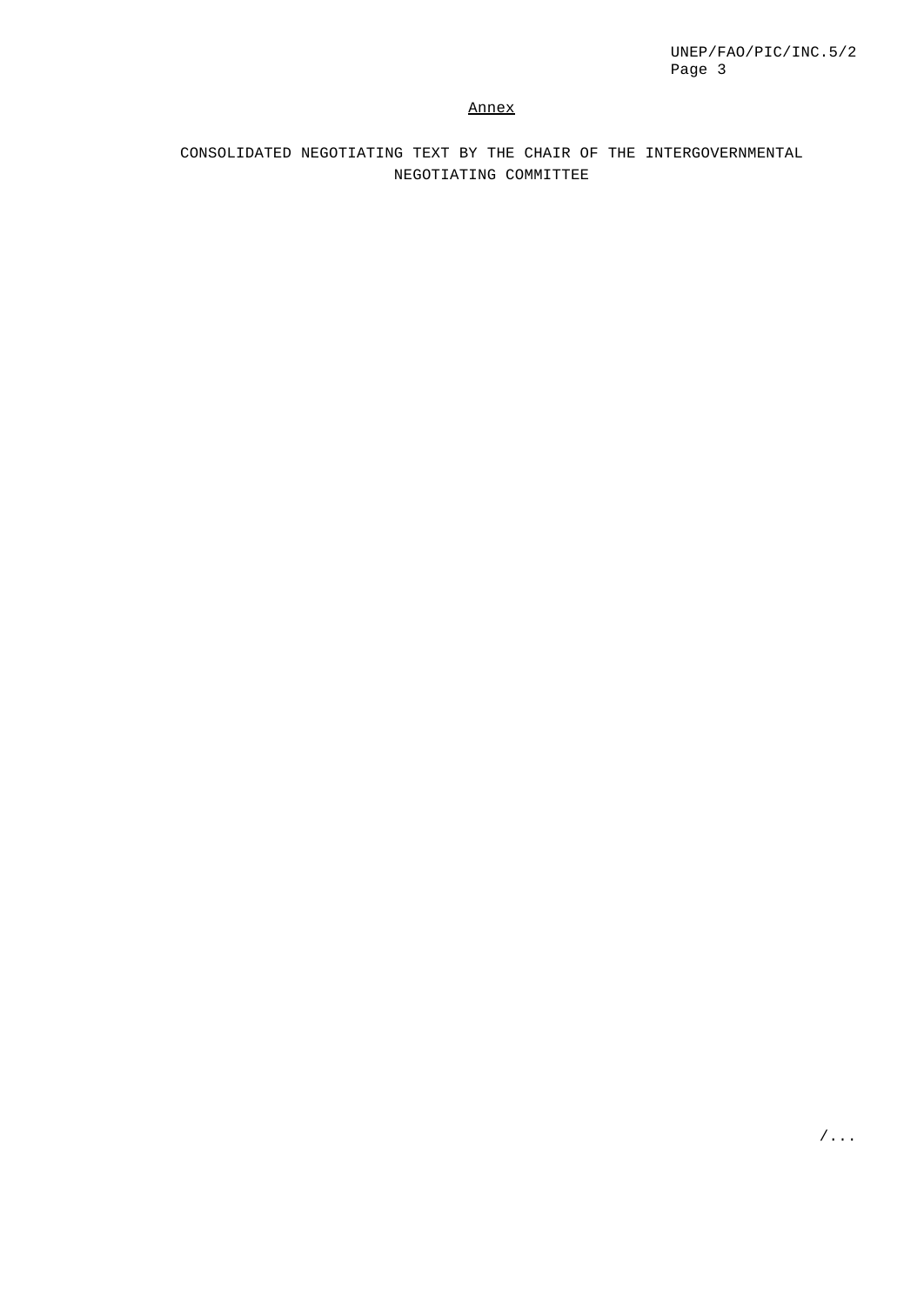## Annex

### CONSOLIDATED NEGOTIATING TEXT BY THE CHAIR OF THE INTERGOVERNMENTAL NEGOTIATING COMMITTEE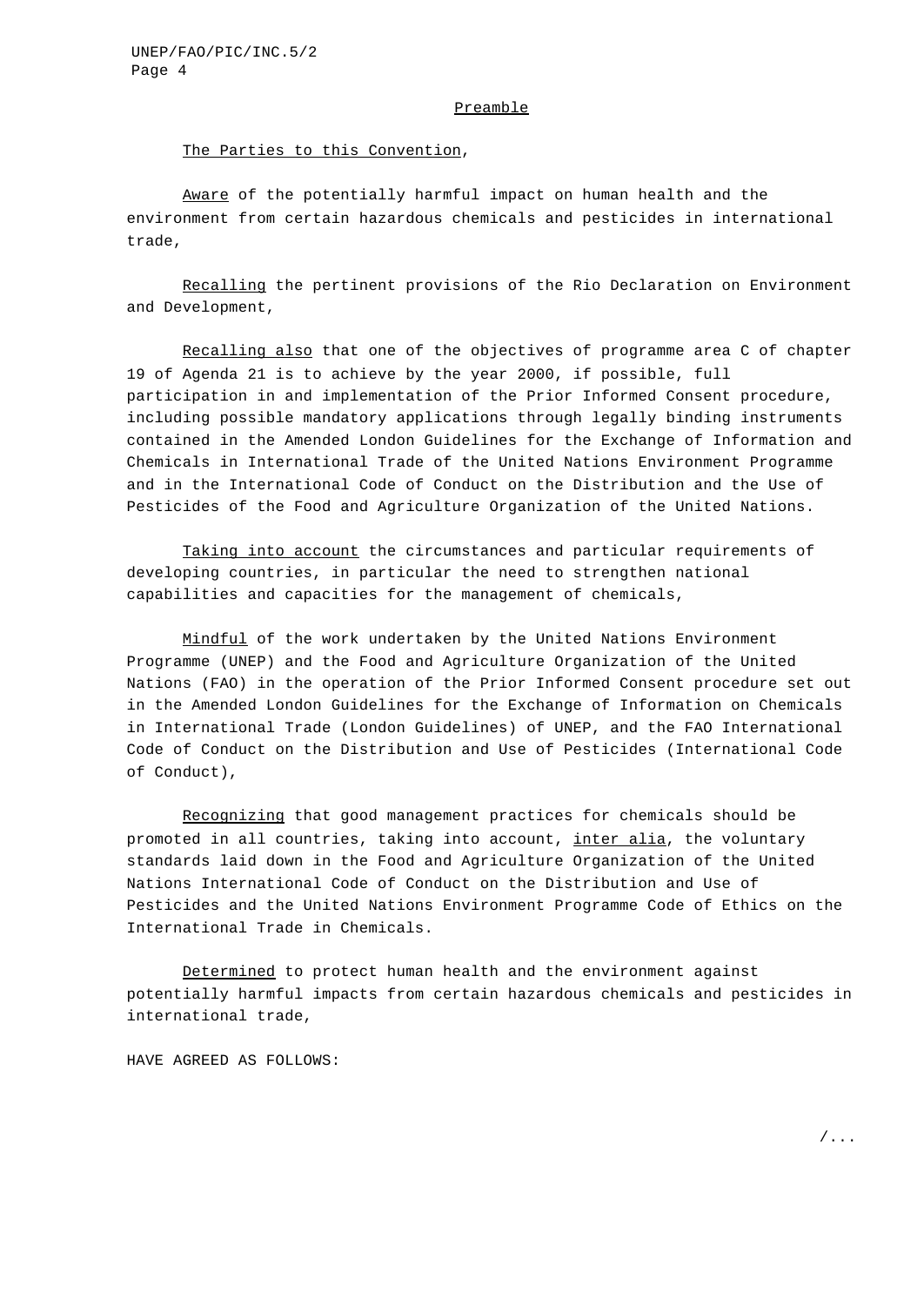## Preamble

The Parties to this Convention,

*Aware* of the potentially harmful impact on human health and the environment from certain hazardous chemicals and pesticides in international trade,

*Recalling* the pertinent provisions of the Rio Declaration on Environment and Development,

*Recalling also* that one of the objectives of programme area C of chapter 19 of Agenda 21 is to achieve by the year 2000, if possible, full participation in and implementation of the Prior Informed Consent procedure, including possible mandatory applications through legally binding instruments contained in the Amended London Guidelines for the Exchange of Information and Chemicals in International Trade of the United Nations Environment Programme and in the International Code of Conduct on the Distribution and the Use of Pesticides of the Food and Agriculture Organization of the United Nations.

*Taking into account* the circumstances and particular requirements of developing countries, in particular the need to strengthen national capabilities and capacities for the management of chemicals,

*Mindful* of the work undertaken by the United Nations Environment Programme (UNEP) and the Food and Agriculture Organization of the United Nations (FAO) in the operation of the Prior Informed Consent procedure set out in the Amended London Guidelines for the Exchange of Information on Chemicals in International Trade (London Guidelines) of UNEP, and the FAO International Code of Conduct on the Distribution and Use of Pesticides (International Code of Conduct),

*Recognizing* that good management practices for chemicals should be promoted in all countries, taking into account, *inter alia*, the voluntary standards laid down in the Food and Agriculture Organization of the United Nations International Code of Conduct on the Distribution and Use of Pesticides and the United Nations Environment Programme Code of Ethics on the International Trade in Chemicals.

*Determined* to protect human health and the environment against potentially harmful impacts from certain hazardous chemicals and pesticides in international trade,

HAVE AGREED AS FOLLOWS: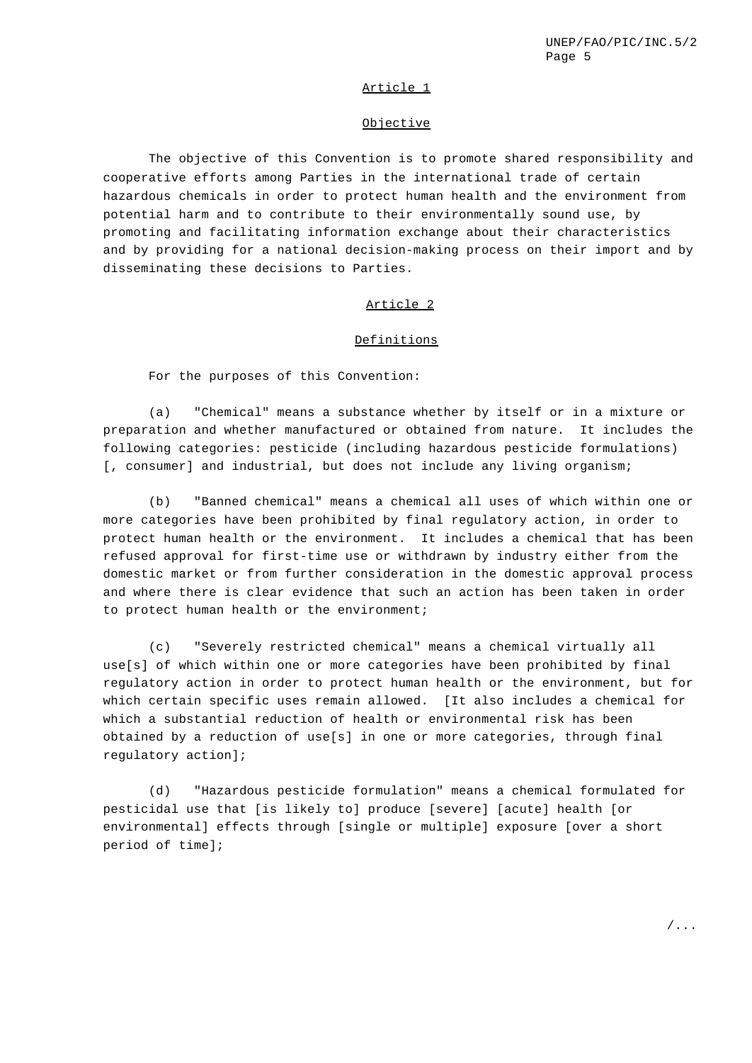## Article 1

## Objective

The objective of this Convention is to promote shared responsibility and cooperative efforts among Parties in the international trade of certain hazardous chemicals in order to protect human health and the environment from potential harm and to contribute to their environmentally sound use, by promoting and facilitating information exchange about their characteristics and by providing for a national decision-making process on their import and by disseminating these decisions to Parties.

## Article 2

## Definitions

For the purposes of this Convention:

(a) "Chemical" means a substance whether by itself or in a mixture or preparation and whether manufactured or obtained from nature. It includes the following categories: pesticide (including hazardous pesticide formulations) [, consumer] and industrial, but does not include any living organism;

(b) "Banned chemical" means a chemical all uses of which within one or more categories have been prohibited by final regulatory action, in order to protect human health or the environment. It includes a chemical that has been refused approval for first-time use or withdrawn by industry either from the domestic market or from further consideration in the domestic approval process and where there is clear evidence that such an action has been taken in order to protect human health or the environment;

(c) "Severely restricted chemical" means a chemical virtually all use[s] of which within one or more categories have been prohibited by final regulatory action in order to protect human health or the environment, but for which certain specific uses remain allowed. [It also includes a chemical for which a substantial reduction of health or environmental risk has been obtained by a reduction of use[s] in one or more categories, through final regulatory action];

(d) "Hazardous pesticide formulation" means a chemical formulated for pesticidal use that [is likely to] produce [severe] [acute] health [or environmental] effects through [single or multiple] exposure [over a short period of time];

/...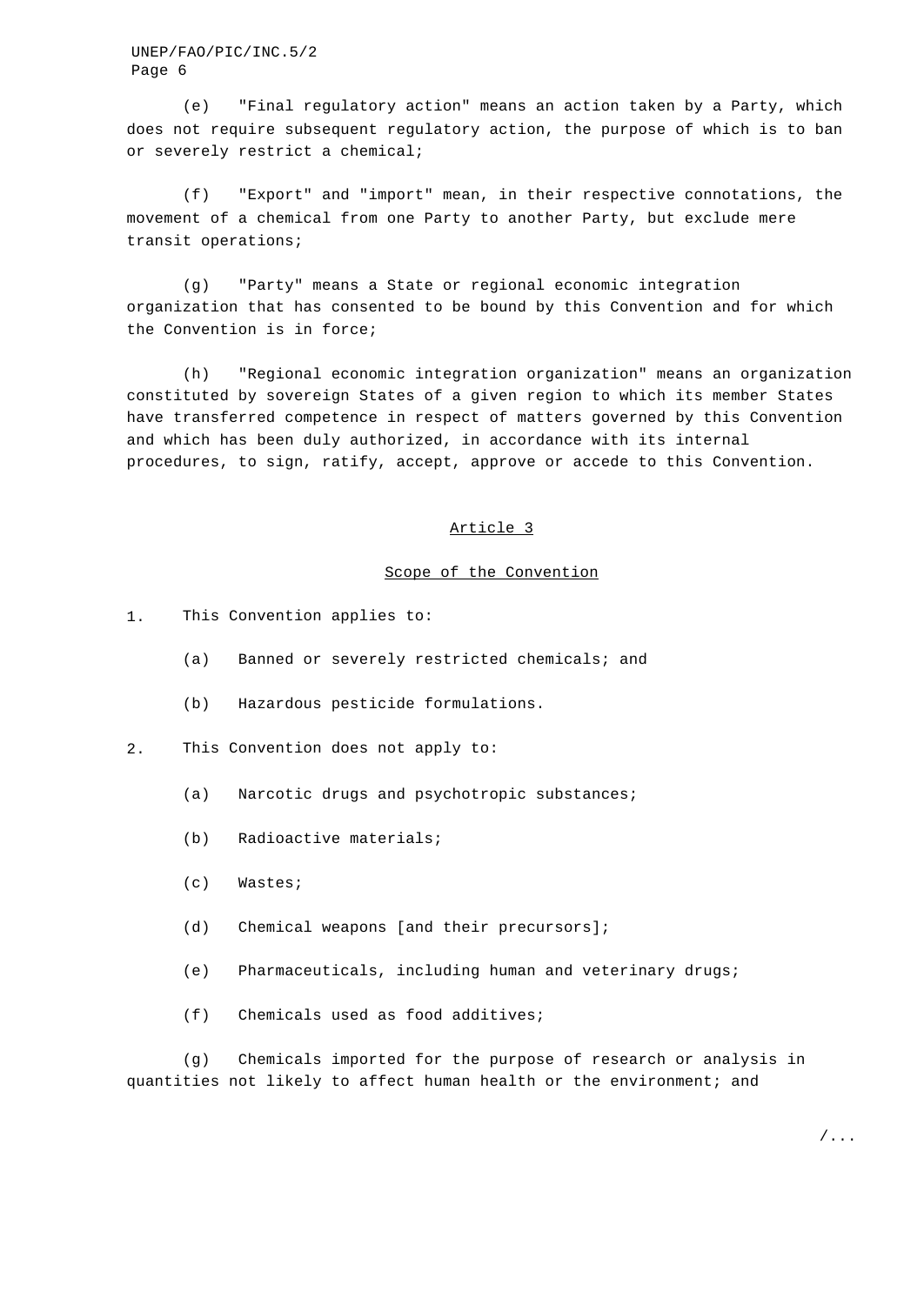(e) "Final regulatory action" means an action taken by a Party, which does not require subsequent regulatory action, the purpose of which is to ban or severely restrict a chemical;

(f) "Export" and "import" mean, in their respective connotations, the movement of a chemical from one Party to another Party, but exclude mere transit operations;

(g) "Party" means a State or regional economic integration organization that has consented to be bound by this Convention and for which the Convention is in force;

(h) "Regional economic integration organization" means an organization constituted by sovereign States of a given region to which its member States have transferred competence in respect of matters governed by this Convention and which has been duly authorized, in accordance with its internal procedures, to sign, ratify, accept, approve or accede to this Convention.

## Article 3

### Scope of the Convention

1. This Convention applies to:

   (a) Banned or severely restricted chemicals; and

   (b) Hazardous pesticide formulations.

2. This Convention does not apply to:

   (a) Narcotic drugs and psychotropic substances;

   (b) Radioactive materials;

   (c) Wastes;

   (d) Chemical weapons [and their precursors];

   (e) Pharmaceuticals, including human and veterinary drugs;

   (f) Chemicals used as food additives;

   (g) Chemicals imported for the purpose of research or analysis in quantities not likely to affect human health or the environment; and

/...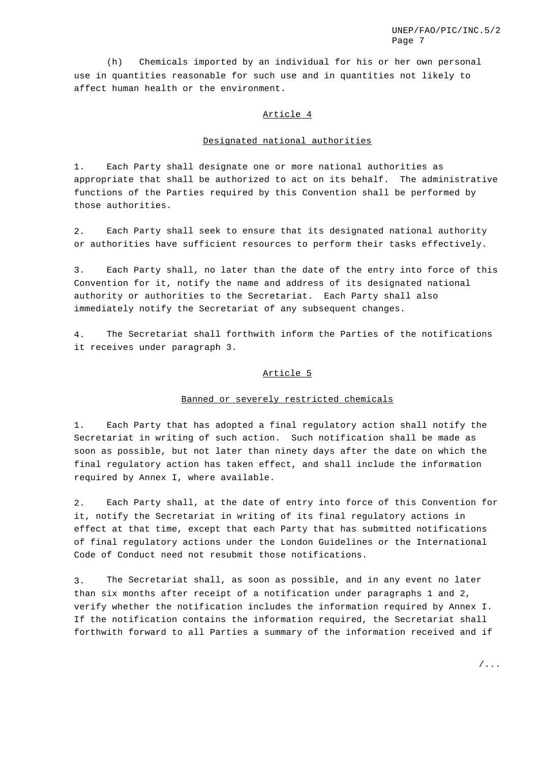(h) Chemicals imported by an individual for his or her own personal use in quantities reasonable for such use and in quantities not likely to affect human health or the environment.

## Article 4

### Designated national authorities

1. Each Party shall designate one or more national authorities as appropriate that shall be authorized to act on its behalf. The administrative functions of the Parties required by this Convention shall be performed by those authorities.

2. Each Party shall seek to ensure that its designated national authority or authorities have sufficient resources to perform their tasks effectively.

3. Each Party shall, no later than the date of the entry into force of this Convention for it, notify the name and address of its designated national authority or authorities to the Secretariat. Each Party shall also immediately notify the Secretariat of any subsequent changes.

4. The Secretariat shall forthwith inform the Parties of the notifications it receives under paragraph 3.

## Article 5

### Banned or severely restricted chemicals

1. Each Party that has adopted a final regulatory action shall notify the Secretariat in writing of such action. Such notification shall be made as soon as possible, but not later than ninety days after the date on which the final regulatory action has taken effect, and shall include the information required by Annex I, where available.

2. Each Party shall, at the date of entry into force of this Convention for it, notify the Secretariat in writing of its final regulatory actions in effect at that time, except that each Party that has submitted notifications of final regulatory actions under the London Guidelines or the International Code of Conduct need not resubmit those notifications.

3. The Secretariat shall, as soon as possible, and in any event no later than six months after receipt of a notification under paragraphs 1 and 2, verify whether the notification includes the information required by Annex I. If the notification contains the information required, the Secretariat shall forthwith forward to all Parties a summary of the information received and if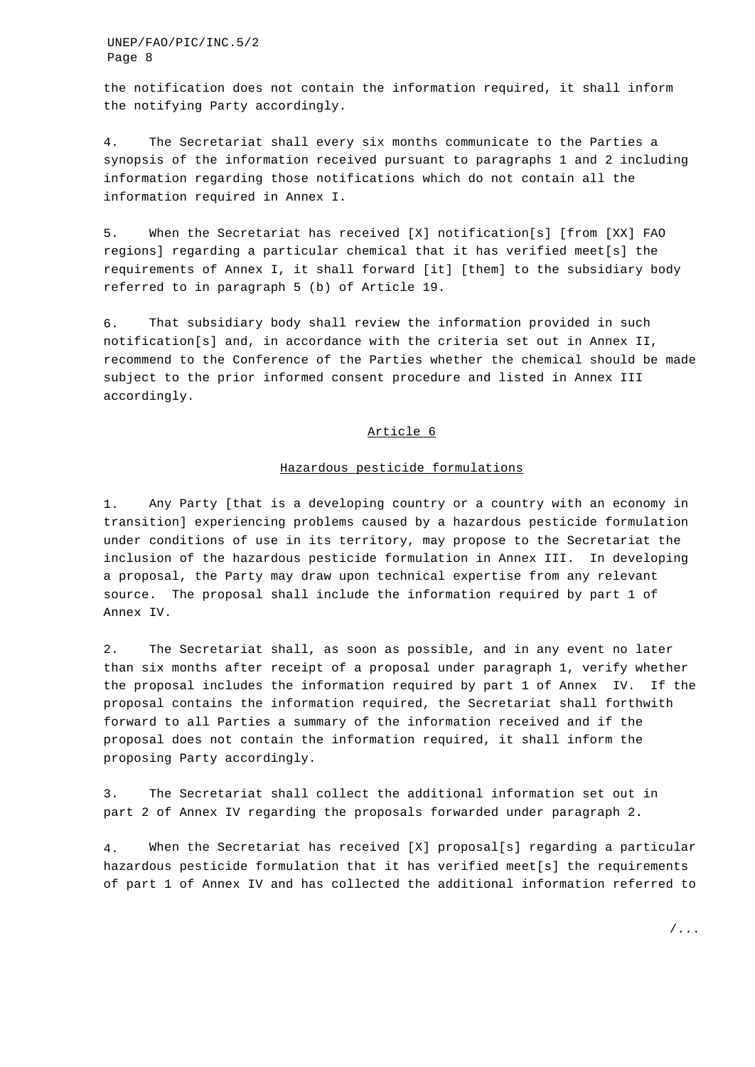the notification does not contain the information required, it shall inform the notifying Party accordingly.

4. The Secretariat shall every six months communicate to the Parties a synopsis of the information received pursuant to paragraphs 1 and 2 including information regarding those notifications which do not contain all the information required in Annex I.

5. When the Secretariat has received [X] notification[s] [from [XX] FAO regions] regarding a particular chemical that it has verified meet[s] the requirements of Annex I, it shall forward [it] [them] to the subsidiary body referred to in paragraph 5 (b) of Article 19.

6. That subsidiary body shall review the information provided in such notification[s] and, in accordance with the criteria set out in Annex II, recommend to the Conference of the Parties whether the chemical should be made subject to the prior informed consent procedure and listed in Annex III accordingly.

## Article 6

### Hazardous pesticide formulations

1. Any Party [that is a developing country or a country with an economy in transition] experiencing problems caused by a hazardous pesticide formulation under conditions of use in its territory, may propose to the Secretariat the inclusion of the hazardous pesticide formulation in Annex III. In developing a proposal, the Party may draw upon technical expertise from any relevant source. The proposal shall include the information required by part 1 of Annex IV.

2. The Secretariat shall, as soon as possible, and in any event no later than six months after receipt of a proposal under paragraph 1, verify whether the proposal includes the information required by part 1 of Annex IV. If the proposal contains the information required, the Secretariat shall forthwith forward to all Parties a summary of the information received and if the proposal does not contain the information required, it shall inform the proposing Party accordingly.

3. The Secretariat shall collect the additional information set out in part 2 of Annex IV regarding the proposals forwarded under paragraph 2.

4. When the Secretariat has received [X] proposal[s] regarding a particular hazardous pesticide formulation that it has verified meet[s] the requirements of part 1 of Annex IV and has collected the additional information referred to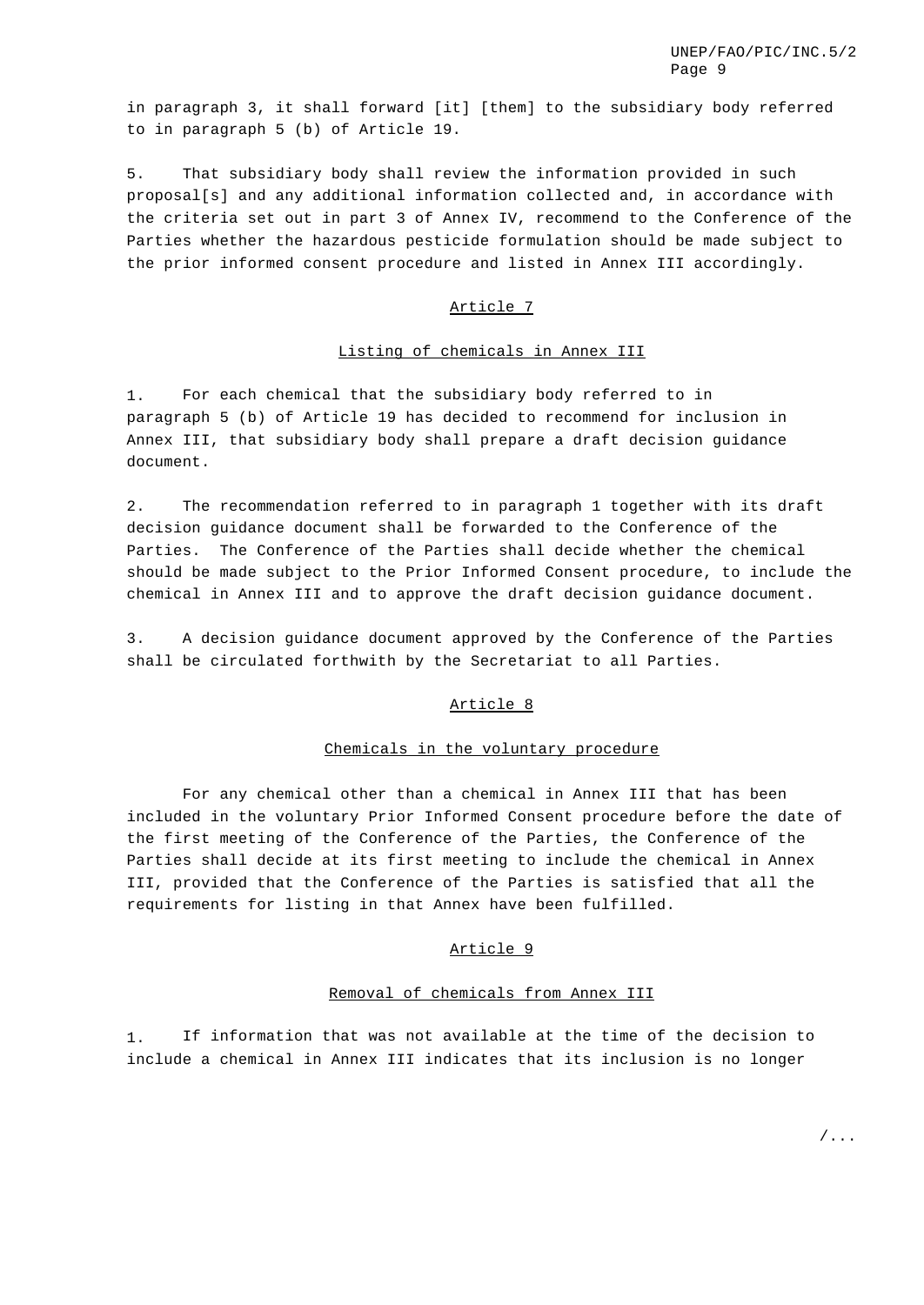in paragraph 3, it shall forward [it] [them] to the subsidiary body referred to in paragraph 5 (b) of Article 19.

5. That subsidiary body shall review the information provided in such proposal[s] and any additional information collected and, in accordance with the criteria set out in part 3 of Annex IV, recommend to the Conference of the Parties whether the hazardous pesticide formulation should be made subject to the prior informed consent procedure and listed in Annex III accordingly.

## Article 7

### Listing of chemicals in Annex III

1. For each chemical that the subsidiary body referred to in paragraph 5 (b) of Article 19 has decided to recommend for inclusion in Annex III, that subsidiary body shall prepare a draft decision guidance document.

2. The recommendation referred to in paragraph 1 together with its draft decision guidance document shall be forwarded to the Conference of the Parties. The Conference of the Parties shall decide whether the chemical should be made subject to the Prior Informed Consent procedure, to include the chemical in Annex III and to approve the draft decision guidance document.

3. A decision guidance document approved by the Conference of the Parties shall be circulated forthwith by the Secretariat to all Parties.

## Article 8

### Chemicals in the voluntary procedure

For any chemical other than a chemical in Annex III that has been included in the voluntary Prior Informed Consent procedure before the date of the first meeting of the Conference of the Parties, the Conference of the Parties shall decide at its first meeting to include the chemical in Annex III, provided that the Conference of the Parties is satisfied that all the requirements for listing in that Annex have been fulfilled.

## Article 9

### Removal of chemicals from Annex III

1. If information that was not available at the time of the decision to include a chemical in Annex III indicates that its inclusion is no longer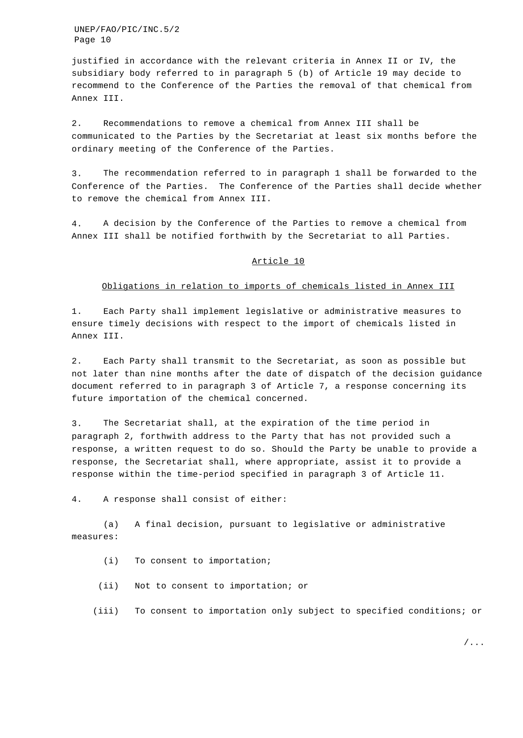justified in accordance with the relevant criteria in Annex II or IV, the subsidiary body referred to in paragraph 5 (b) of Article 19 may decide to recommend to the Conference of the Parties the removal of that chemical from Annex III.

2. Recommendations to remove a chemical from Annex III shall be communicated to the Parties by the Secretariat at least six months before the ordinary meeting of the Conference of the Parties.

3. The recommendation referred to in paragraph 1 shall be forwarded to the Conference of the Parties. The Conference of the Parties shall decide whether to remove the chemical from Annex III.

4. A decision by the Conference of the Parties to remove a chemical from Annex III shall be notified forthwith by the Secretariat to all Parties.

## Article 10

### Obligations in relation to imports of chemicals listed in Annex III

1. Each Party shall implement legislative or administrative measures to ensure timely decisions with respect to the import of chemicals listed in Annex III.

2. Each Party shall transmit to the Secretariat, as soon as possible but not later than nine months after the date of dispatch of the decision guidance document referred to in paragraph 3 of Article 7, a response concerning its future importation of the chemical concerned.

3. The Secretariat shall, at the expiration of the time period in paragraph 2, forthwith address to the Party that has not provided such a response, a written request to do so. Should the Party be unable to provide a response, the Secretariat shall, where appropriate, assist it to provide a response within the time-period specified in paragraph 3 of Article 11.

4. A response shall consist of either:

(a) A final decision, pursuant to legislative or administrative measures:

(i) To consent to importation;

(ii) Not to consent to importation; or

(iii) To consent to importation only subject to specified conditions; or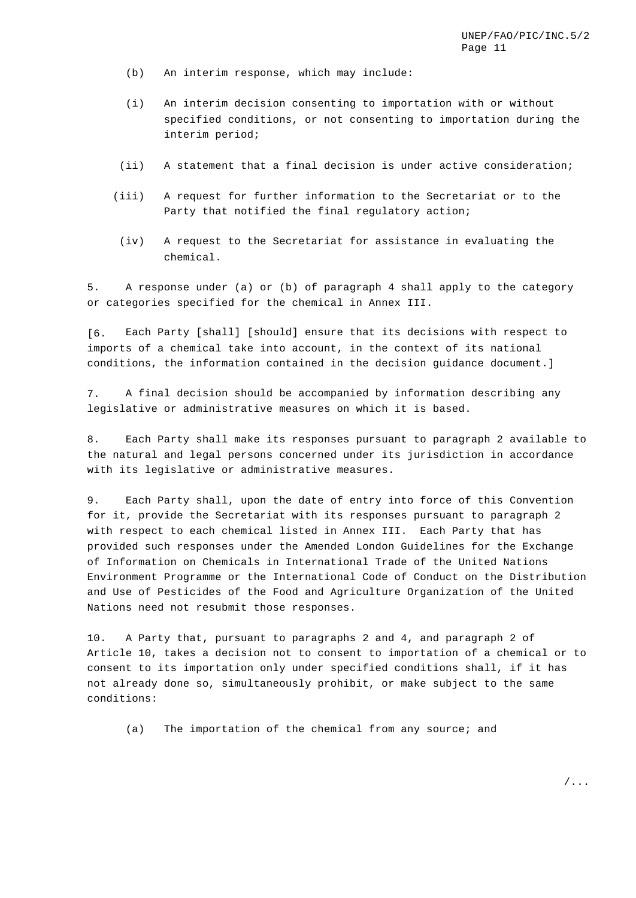(b) An interim response, which may include:

(i) An interim decision consenting to importation with or without specified conditions, or not consenting to importation during the interim period;

(ii) A statement that a final decision is under active consideration;

(iii) A request for further information to the Secretariat or to the Party that notified the final regulatory action;

(iv) A request to the Secretariat for assistance in evaluating the chemical.

5. A response under (a) or (b) of paragraph 4 shall apply to the category or categories specified for the chemical in Annex III.

[6. Each Party [shall] [should] ensure that its decisions with respect to imports of a chemical take into account, in the context of its national conditions, the information contained in the decision guidance document.]

7. A final decision should be accompanied by information describing any legislative or administrative measures on which it is based.

8. Each Party shall make its responses pursuant to paragraph 2 available to the natural and legal persons concerned under its jurisdiction in accordance with its legislative or administrative measures.

9. Each Party shall, upon the date of entry into force of this Convention for it, provide the Secretariat with its responses pursuant to paragraph 2 with respect to each chemical listed in Annex III. Each Party that has provided such responses under the Amended London Guidelines for the Exchange of Information on Chemicals in International Trade of the United Nations Environment Programme or the International Code of Conduct on the Distribution and Use of Pesticides of the Food and Agriculture Organization of the United Nations need not resubmit those responses.

10. A Party that, pursuant to paragraphs 2 and 4, and paragraph 2 of Article 10, takes a decision not to consent to importation of a chemical or to consent to its importation only under specified conditions shall, if it has not already done so, simultaneously prohibit, or make subject to the same conditions:

(a) The importation of the chemical from any source; and

/...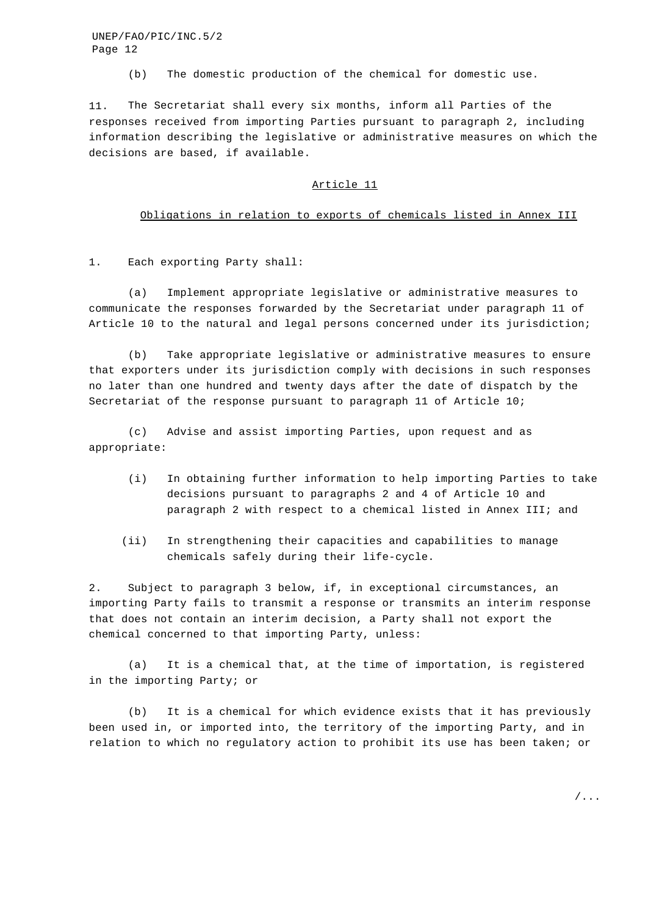(b) The domestic production of the chemical for domestic use.

11. The Secretariat shall every six months, inform all Parties of the responses received from importing Parties pursuant to paragraph 2, including information describing the legislative or administrative measures on which the decisions are based, if available.

## Article 11

### Obligations in relation to exports of chemicals listed in Annex III

1. Each exporting Party shall:

(a) Implement appropriate legislative or administrative measures to communicate the responses forwarded by the Secretariat under paragraph 11 of Article 10 to the natural and legal persons concerned under its jurisdiction;

(b) Take appropriate legislative or administrative measures to ensure that exporters under its jurisdiction comply with decisions in such responses no later than one hundred and twenty days after the date of dispatch by the Secretariat of the response pursuant to paragraph 11 of Article 10;

(c) Advise and assist importing Parties, upon request and as appropriate:

(i) In obtaining further information to help importing Parties to take decisions pursuant to paragraphs 2 and 4 of Article 10 and paragraph 2 with respect to a chemical listed in Annex III; and

(ii) In strengthening their capacities and capabilities to manage chemicals safely during their life-cycle.

2. Subject to paragraph 3 below, if, in exceptional circumstances, an importing Party fails to transmit a response or transmits an interim response that does not contain an interim decision, a Party shall not export the chemical concerned to that importing Party, unless:

(a) It is a chemical that, at the time of importation, is registered in the importing Party; or

(b) It is a chemical for which evidence exists that it has previously been used in, or imported into, the territory of the importing Party, and in relation to which no regulatory action to prohibit its use has been taken; or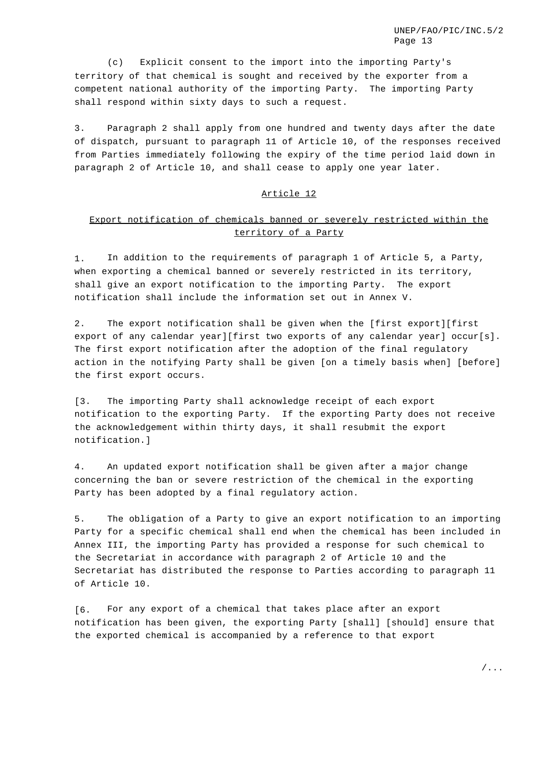(c) Explicit consent to the import into the importing Party's territory of that chemical is sought and received by the exporter from a competent national authority of the importing Party. The importing Party shall respond within sixty days to such a request.

3. Paragraph 2 shall apply from one hundred and twenty days after the date of dispatch, pursuant to paragraph 11 of Article 10, of the responses received from Parties immediately following the expiry of the time period laid down in paragraph 2 of Article 10, and shall cease to apply one year later.

## Article 12

## Export notification of chemicals banned or severely restricted within the territory of a Party

1. In addition to the requirements of paragraph 1 of Article 5, a Party, when exporting a chemical banned or severely restricted in its territory, shall give an export notification to the importing Party. The export notification shall include the information set out in Annex V.

2. The export notification shall be given when the [first export][first export of any calendar year][first two exports of any calendar year] occur[s]. The first export notification after the adoption of the final regulatory action in the notifying Party shall be given [on a timely basis when] [before] the first export occurs.

[3. The importing Party shall acknowledge receipt of each export notification to the exporting Party. If the exporting Party does not receive the acknowledgement within thirty days, it shall resubmit the export notification.]

4. An updated export notification shall be given after a major change concerning the ban or severe restriction of the chemical in the exporting Party has been adopted by a final regulatory action.

5. The obligation of a Party to give an export notification to an importing Party for a specific chemical shall end when the chemical has been included in Annex III, the importing Party has provided a response for such chemical to the Secretariat in accordance with paragraph 2 of Article 10 and the Secretariat has distributed the response to Parties according to paragraph 11 of Article 10.

[6. For any export of a chemical that takes place after an export notification has been given, the exporting Party [shall] [should] ensure that the exported chemical is accompanied by a reference to that export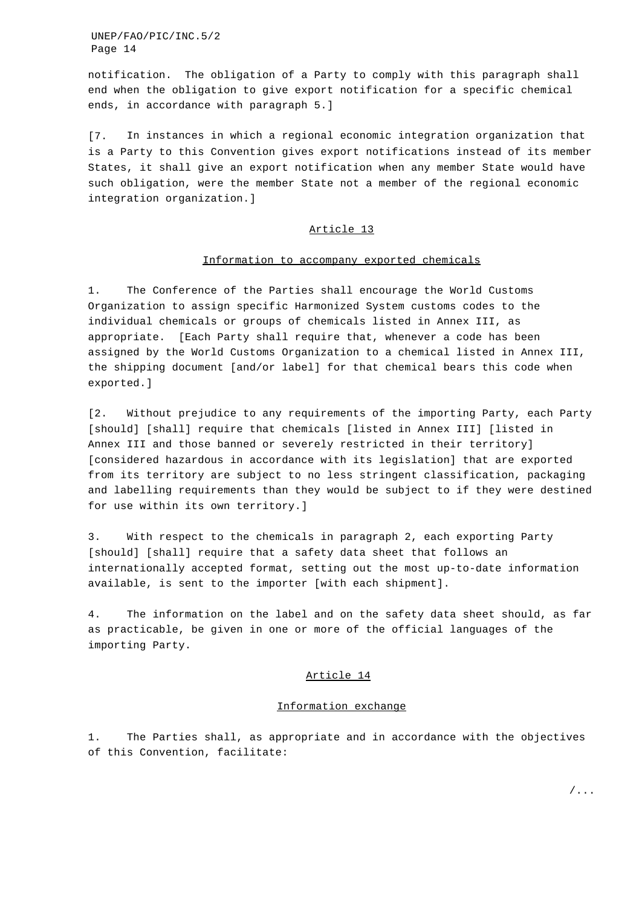notification. The obligation of a Party to comply with this paragraph shall end when the obligation to give export notification for a specific chemical ends, in accordance with paragraph 5.]

[7. In instances in which a regional economic integration organization that is a Party to this Convention gives export notifications instead of its member States, it shall give an export notification when any member State would have such obligation, were the member State not a member of the regional economic integration organization.]

## Article 13

### Information to accompany exported chemicals

1. The Conference of the Parties shall encourage the World Customs Organization to assign specific Harmonized System customs codes to the individual chemicals or groups of chemicals listed in Annex III, as appropriate. [Each Party shall require that, whenever a code has been assigned by the World Customs Organization to a chemical listed in Annex III, the shipping document [and/or label] for that chemical bears this code when exported.]

[2. Without prejudice to any requirements of the importing Party, each Party [should] [shall] require that chemicals [listed in Annex III] [listed in Annex III and those banned or severely restricted in their territory] [considered hazardous in accordance with its legislation] that are exported from its territory are subject to no less stringent classification, packaging and labelling requirements than they would be subject to if they were destined for use within its own territory.]

3. With respect to the chemicals in paragraph 2, each exporting Party [should] [shall] require that a safety data sheet that follows an internationally accepted format, setting out the most up-to-date information available, is sent to the importer [with each shipment].

4. The information on the label and on the safety data sheet should, as far as practicable, be given in one or more of the official languages of the importing Party.

## Article 14

### Information exchange

1. The Parties shall, as appropriate and in accordance with the objectives of this Convention, facilitate:

/...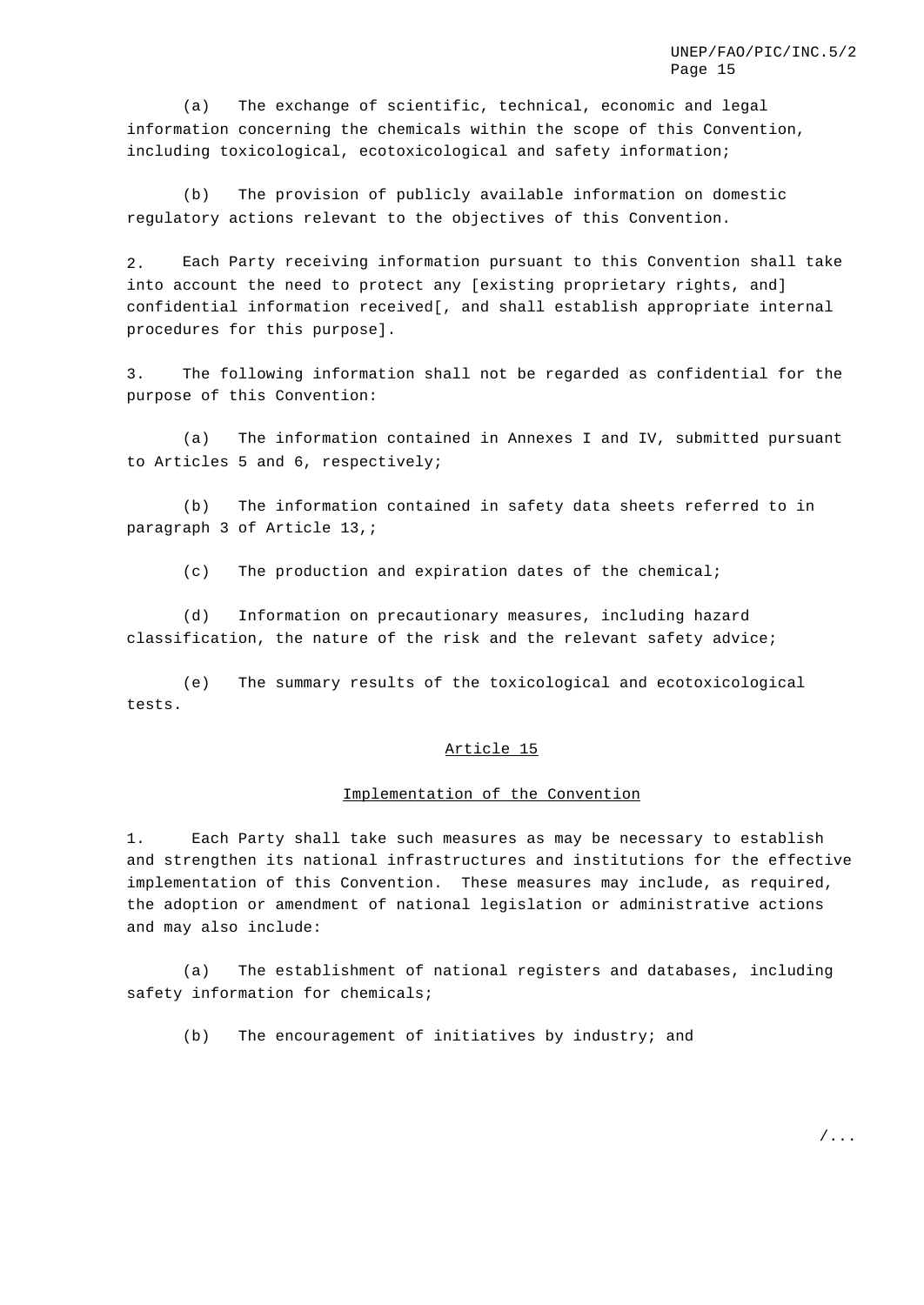(a) The exchange of scientific, technical, economic and legal information concerning the chemicals within the scope of this Convention, including toxicological, ecotoxicological and safety information;

(b) The provision of publicly available information on domestic regulatory actions relevant to the objectives of this Convention.

2. Each Party receiving information pursuant to this Convention shall take into account the need to protect any [existing proprietary rights, and] confidential information received[, and shall establish appropriate internal procedures for this purpose].

3. The following information shall not be regarded as confidential for the purpose of this Convention:

(a) The information contained in Annexes I and IV, submitted pursuant to Articles 5 and 6, respectively;

(b) The information contained in safety data sheets referred to in paragraph 3 of Article 13,;

(c) The production and expiration dates of the chemical;

(d) Information on precautionary measures, including hazard classification, the nature of the risk and the relevant safety advice;

(e) The summary results of the toxicological and ecotoxicological tests.

## Article 15

### Implementation of the Convention

1. Each Party shall take such measures as may be necessary to establish and strengthen its national infrastructures and institutions for the effective implementation of this Convention. These measures may include, as required, the adoption or amendment of national legislation or administrative actions and may also include:

(a) The establishment of national registers and databases, including safety information for chemicals;

(b) The encouragement of initiatives by industry; and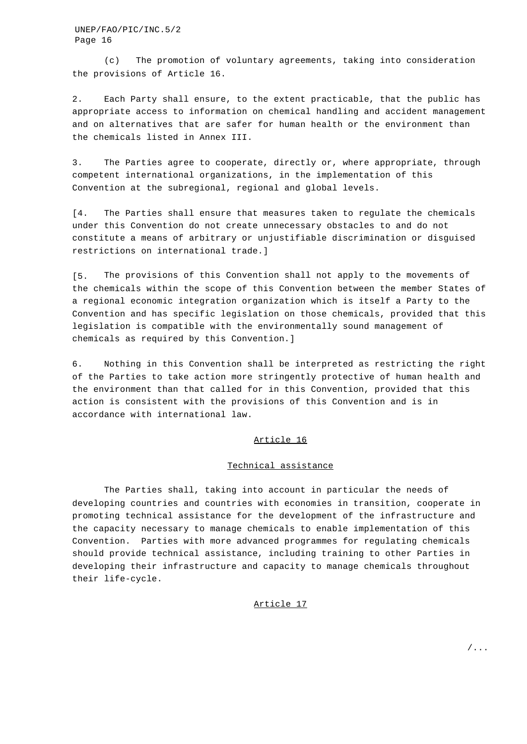(c) The promotion of voluntary agreements, taking into consideration the provisions of Article 16.

2. Each Party shall ensure, to the extent practicable, that the public has appropriate access to information on chemical handling and accident management and on alternatives that are safer for human health or the environment than the chemicals listed in Annex III.

3. The Parties agree to cooperate, directly or, where appropriate, through competent international organizations, in the implementation of this Convention at the subregional, regional and global levels.

[4. The Parties shall ensure that measures taken to regulate the chemicals under this Convention do not create unnecessary obstacles to and do not constitute a means of arbitrary or unjustifiable discrimination or disguised restrictions on international trade.]

[5. The provisions of this Convention shall not apply to the movements of the chemicals within the scope of this Convention between the member States of a regional economic integration organization which is itself a Party to the Convention and has specific legislation on those chemicals, provided that this legislation is compatible with the environmentally sound management of chemicals as required by this Convention.]

6. Nothing in this Convention shall be interpreted as restricting the right of the Parties to take action more stringently protective of human health and the environment than that called for in this Convention, provided that this action is consistent with the provisions of this Convention and is in accordance with international law.

## Article 16

### Technical assistance

The Parties shall, taking into account in particular the needs of developing countries and countries with economies in transition, cooperate in promoting technical assistance for the development of the infrastructure and the capacity necessary to manage chemicals to enable implementation of this Convention. Parties with more advanced programmes for regulating chemicals should provide technical assistance, including training to other Parties in developing their infrastructure and capacity to manage chemicals throughout their life-cycle.

## Article 17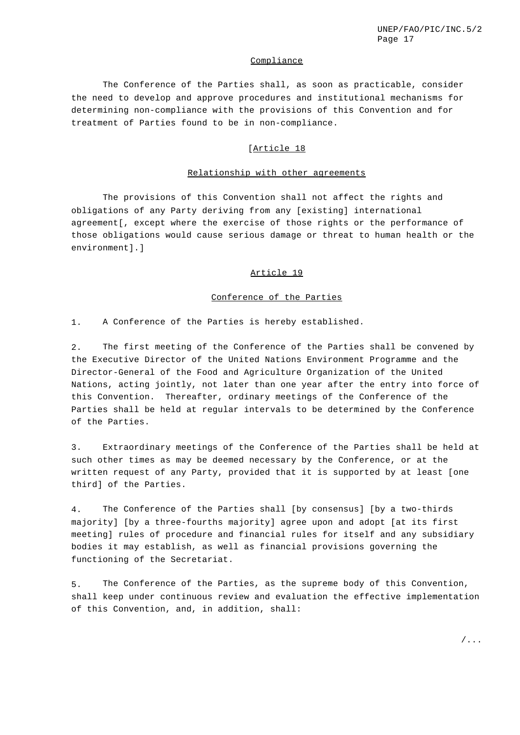## Compliance

The Conference of the Parties shall, as soon as practicable, consider the need to develop and approve procedures and institutional mechanisms for determining non-compliance with the provisions of this Convention and for treatment of Parties found to be in non-compliance.

## [Article 18

## Relationship with other agreements

The provisions of this Convention shall not affect the rights and obligations of any Party deriving from any [existing] international agreement[, except where the exercise of those rights or the performance of those obligations would cause serious damage or threat to human health or the environment].]

## Article 19

## Conference of the Parties

1. A Conference of the Parties is hereby established.

2. The first meeting of the Conference of the Parties shall be convened by the Executive Director of the United Nations Environment Programme and the Director-General of the Food and Agriculture Organization of the United Nations, acting jointly, not later than one year after the entry into force of this Convention. Thereafter, ordinary meetings of the Conference of the Parties shall be held at regular intervals to be determined by the Conference of the Parties.

3. Extraordinary meetings of the Conference of the Parties shall be held at such other times as may be deemed necessary by the Conference, or at the written request of any Party, provided that it is supported by at least [one third] of the Parties.

4. The Conference of the Parties shall [by consensus] [by a two-thirds majority] [by a three-fourths majority] agree upon and adopt [at its first meeting] rules of procedure and financial rules for itself and any subsidiary bodies it may establish, as well as financial provisions governing the functioning of the Secretariat.

5. The Conference of the Parties, as the supreme body of this Convention, shall keep under continuous review and evaluation the effective implementation of this Convention, and, in addition, shall: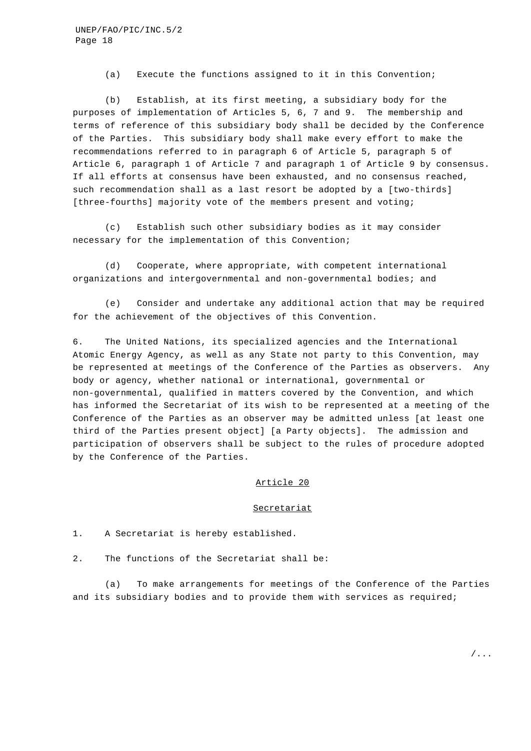(a) Execute the functions assigned to it in this Convention;

(b) Establish, at its first meeting, a subsidiary body for the purposes of implementation of Articles 5, 6, 7 and 9. The membership and terms of reference of this subsidiary body shall be decided by the Conference of the Parties. This subsidiary body shall make every effort to make the recommendations referred to in paragraph 6 of Article 5, paragraph 5 of Article 6, paragraph 1 of Article 7 and paragraph 1 of Article 9 by consensus. If all efforts at consensus have been exhausted, and no consensus reached, such recommendation shall as a last resort be adopted by a [two-thirds] [three-fourths] majority vote of the members present and voting;

(c) Establish such other subsidiary bodies as it may consider necessary for the implementation of this Convention;

(d) Cooperate, where appropriate, with competent international organizations and intergovernmental and non-governmental bodies; and

(e) Consider and undertake any additional action that may be required for the achievement of the objectives of this Convention.

6. The United Nations, its specialized agencies and the International Atomic Energy Agency, as well as any State not party to this Convention, may be represented at meetings of the Conference of the Parties as observers. Any body or agency, whether national or international, governmental or non-governmental, qualified in matters covered by the Convention, and which has informed the Secretariat of its wish to be represented at a meeting of the Conference of the Parties as an observer may be admitted unless [at least one third of the Parties present object] [a Party objects]. The admission and participation of observers shall be subject to the rules of procedure adopted by the Conference of the Parties.

## Article 20

## Secretariat

1. A Secretariat is hereby established.

2. The functions of the Secretariat shall be:

(a) To make arrangements for meetings of the Conference of the Parties and its subsidiary bodies and to provide them with services as required;

/...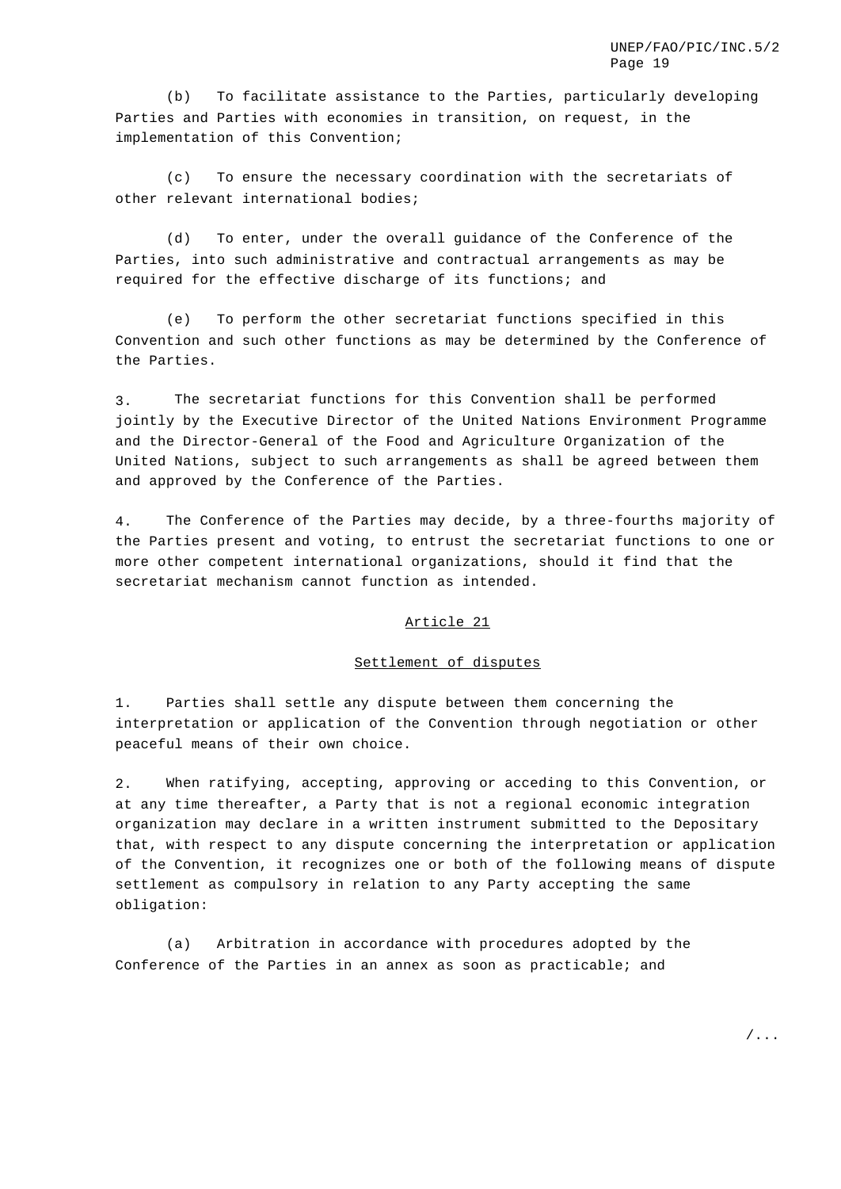(b) To facilitate assistance to the Parties, particularly developing Parties and Parties with economies in transition, on request, in the implementation of this Convention;

(c) To ensure the necessary coordination with the secretariats of other relevant international bodies;

(d) To enter, under the overall guidance of the Conference of the Parties, into such administrative and contractual arrangements as may be required for the effective discharge of its functions; and

(e) To perform the other secretariat functions specified in this Convention and such other functions as may be determined by the Conference of the Parties.

3. The secretariat functions for this Convention shall be performed jointly by the Executive Director of the United Nations Environment Programme and the Director-General of the Food and Agriculture Organization of the United Nations, subject to such arrangements as shall be agreed between them and approved by the Conference of the Parties.

4. The Conference of the Parties may decide, by a three-fourths majority of the Parties present and voting, to entrust the secretariat functions to one or more other competent international organizations, should it find that the secretariat mechanism cannot function as intended.

## Article 21

### Settlement of disputes

1. Parties shall settle any dispute between them concerning the interpretation or application of the Convention through negotiation or other peaceful means of their own choice.

2. When ratifying, accepting, approving or acceding to this Convention, or at any time thereafter, a Party that is not a regional economic integration organization may declare in a written instrument submitted to the Depositary that, with respect to any dispute concerning the interpretation or application of the Convention, it recognizes one or both of the following means of dispute settlement as compulsory in relation to any Party accepting the same obligation:

(a) Arbitration in accordance with procedures adopted by the Conference of the Parties in an annex as soon as practicable; and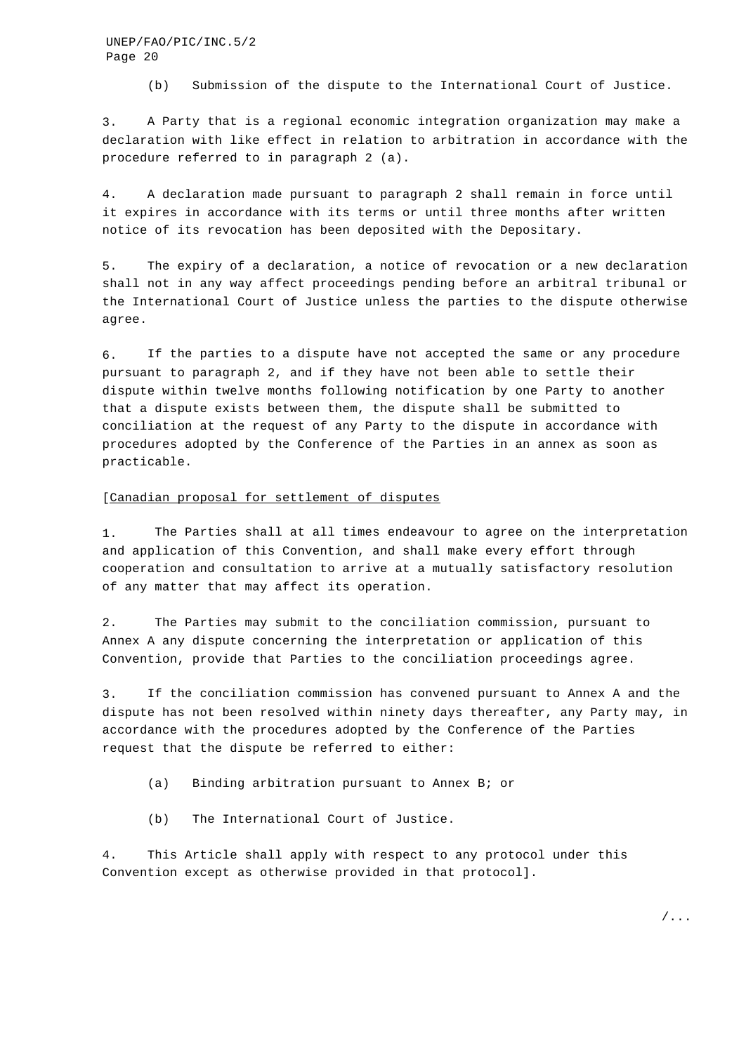(b) Submission of the dispute to the International Court of Justice.

3. A Party that is a regional economic integration organization may make a declaration with like effect in relation to arbitration in accordance with the procedure referred to in paragraph 2 (a).

4. A declaration made pursuant to paragraph 2 shall remain in force until it expires in accordance with its terms or until three months after written notice of its revocation has been deposited with the Depositary.

5. The expiry of a declaration, a notice of revocation or a new declaration shall not in any way affect proceedings pending before an arbitral tribunal or the International Court of Justice unless the parties to the dispute otherwise agree.

6. If the parties to a dispute have not accepted the same or any procedure pursuant to paragraph 2, and if they have not been able to settle their dispute within twelve months following notification by one Party to another that a dispute exists between them, the dispute shall be submitted to conciliation at the request of any Party to the dispute in accordance with procedures adopted by the Conference of the Parties in an annex as soon as practicable.

[Canadian proposal for settlement of disputes

1. The Parties shall at all times endeavour to agree on the interpretation and application of this Convention, and shall make every effort through cooperation and consultation to arrive at a mutually satisfactory resolution of any matter that may affect its operation.

2. The Parties may submit to the conciliation commission, pursuant to Annex A any dispute concerning the interpretation or application of this Convention, provide that Parties to the conciliation proceedings agree.

3. If the conciliation commission has convened pursuant to Annex A and the dispute has not been resolved within ninety days thereafter, any Party may, in accordance with the procedures adopted by the Conference of the Parties request that the dispute be referred to either:

(a) Binding arbitration pursuant to Annex B; or

(b) The International Court of Justice.

4. This Article shall apply with respect to any protocol under this Convention except as otherwise provided in that protocol].

/...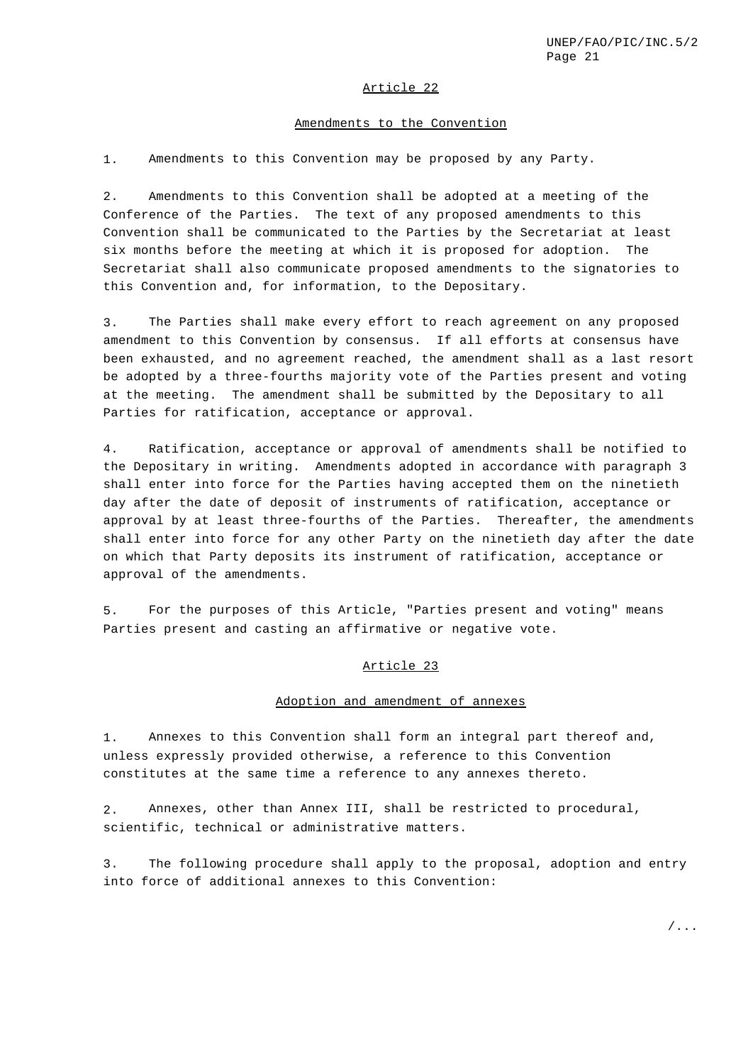## Article 22

### Amendments to the Convention

1. Amendments to this Convention may be proposed by any Party.

2. Amendments to this Convention shall be adopted at a meeting of the Conference of the Parties. The text of any proposed amendments to this Convention shall be communicated to the Parties by the Secretariat at least six months before the meeting at which it is proposed for adoption. The Secretariat shall also communicate proposed amendments to the signatories to this Convention and, for information, to the Depositary.

3. The Parties shall make every effort to reach agreement on any proposed amendment to this Convention by consensus. If all efforts at consensus have been exhausted, and no agreement reached, the amendment shall as a last resort be adopted by a three-fourths majority vote of the Parties present and voting at the meeting. The amendment shall be submitted by the Depositary to all Parties for ratification, acceptance or approval.

4. Ratification, acceptance or approval of amendments shall be notified to the Depositary in writing. Amendments adopted in accordance with paragraph 3 shall enter into force for the Parties having accepted them on the ninetieth day after the date of deposit of instruments of ratification, acceptance or approval by at least three-fourths of the Parties. Thereafter, the amendments shall enter into force for any other Party on the ninetieth day after the date on which that Party deposits its instrument of ratification, acceptance or approval of the amendments.

5. For the purposes of this Article, "Parties present and voting" means Parties present and casting an affirmative or negative vote.

## Article 23

### Adoption and amendment of annexes

1. Annexes to this Convention shall form an integral part thereof and, unless expressly provided otherwise, a reference to this Convention constitutes at the same time a reference to any annexes thereto.

2. Annexes, other than Annex III, shall be restricted to procedural, scientific, technical or administrative matters.

3. The following procedure shall apply to the proposal, adoption and entry into force of additional annexes to this Convention: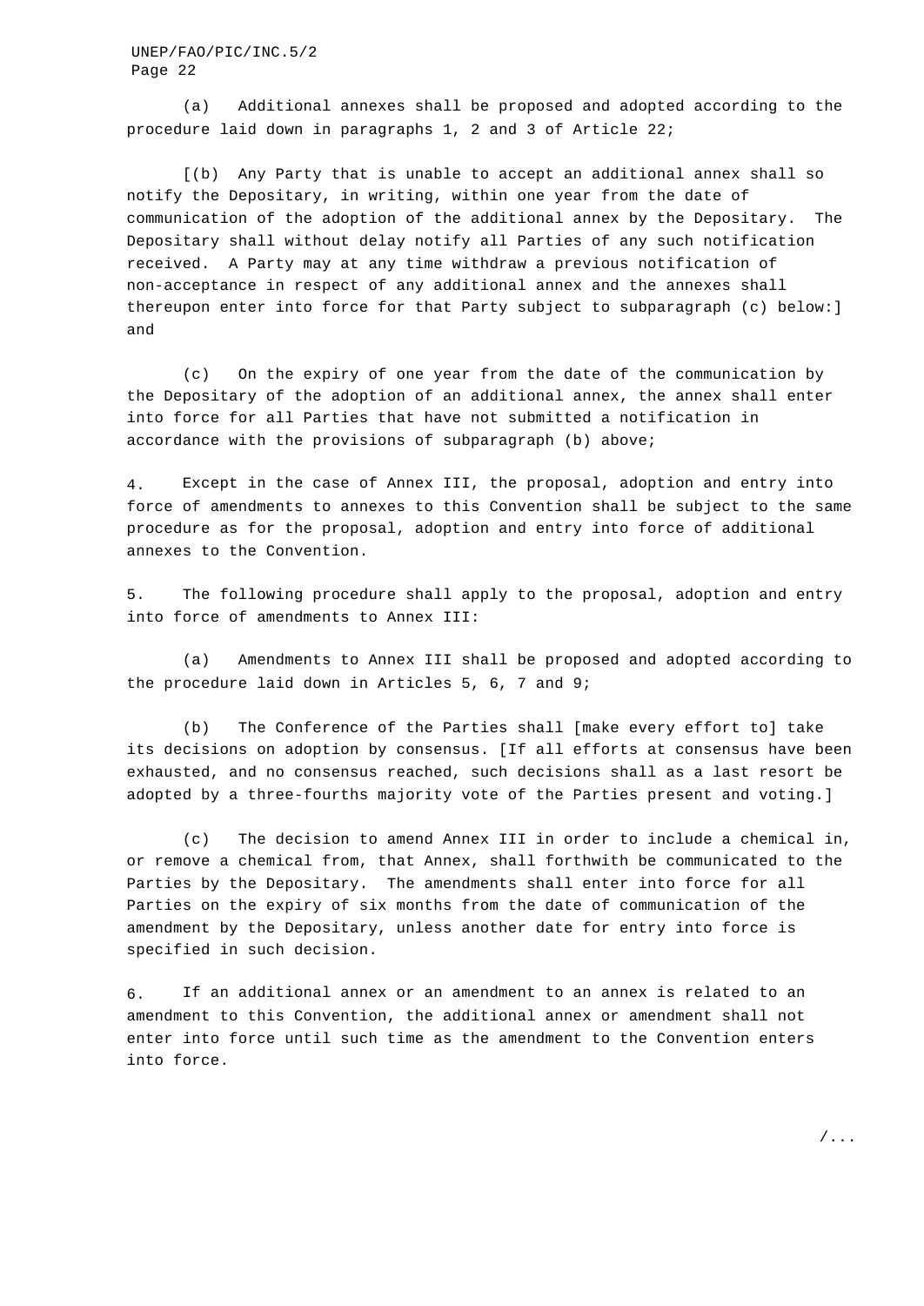(a) Additional annexes shall be proposed and adopted according to the procedure laid down in paragraphs 1, 2 and 3 of Article 22;

[(b) Any Party that is unable to accept an additional annex shall so notify the Depositary, in writing, within one year from the date of communication of the adoption of the additional annex by the Depositary. The Depositary shall without delay notify all Parties of any such notification received. A Party may at any time withdraw a previous notification of non-acceptance in respect of any additional annex and the annexes shall thereupon enter into force for that Party subject to subparagraph (c) below:] and

(c) On the expiry of one year from the date of the communication by the Depositary of the adoption of an additional annex, the annex shall enter into force for all Parties that have not submitted a notification in accordance with the provisions of subparagraph (b) above;

4. Except in the case of Annex III, the proposal, adoption and entry into force of amendments to annexes to this Convention shall be subject to the same procedure as for the proposal, adoption and entry into force of additional annexes to the Convention.

5. The following procedure shall apply to the proposal, adoption and entry into force of amendments to Annex III:

(a) Amendments to Annex III shall be proposed and adopted according to the procedure laid down in Articles 5, 6, 7 and 9;

(b) The Conference of the Parties shall [make every effort to] take its decisions on adoption by consensus. [If all efforts at consensus have been exhausted, and no consensus reached, such decisions shall as a last resort be adopted by a three-fourths majority vote of the Parties present and voting.]

(c) The decision to amend Annex III in order to include a chemical in, or remove a chemical from, that Annex, shall forthwith be communicated to the Parties by the Depositary. The amendments shall enter into force for all Parties on the expiry of six months from the date of communication of the amendment by the Depositary, unless another date for entry into force is specified in such decision.

6. If an additional annex or an amendment to an annex is related to an amendment to this Convention, the additional annex or amendment shall not enter into force until such time as the amendment to the Convention enters into force.

/...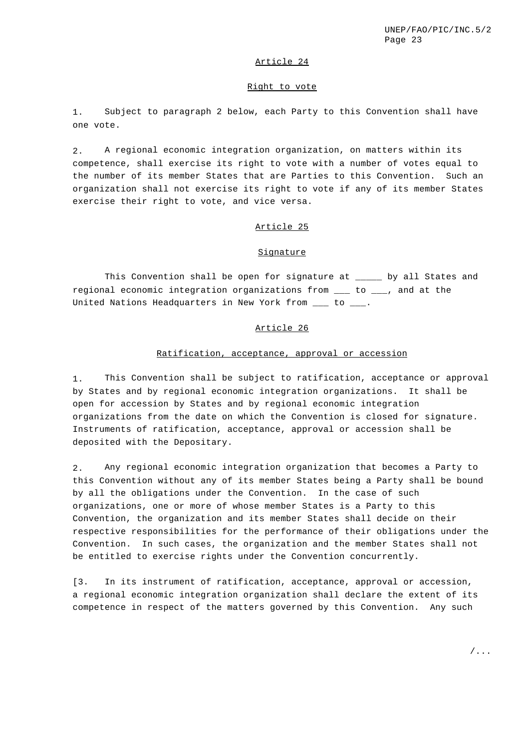## Article 24

### Right to vote

1. Subject to paragraph 2 below, each Party to this Convention shall have one vote.

2. A regional economic integration organization, on matters within its competence, shall exercise its right to vote with a number of votes equal to the number of its member States that are Parties to this Convention. Such an organization shall not exercise its right to vote if any of its member States exercise their right to vote, and vice versa.

## Article 25

### Signature

This Convention shall be open for signature at _____ by all States and regional economic integration organizations from ___ to ___, and at the United Nations Headquarters in New York from ___ to ___.

## Article 26

### Ratification, acceptance, approval or accession

1. This Convention shall be subject to ratification, acceptance or approval by States and by regional economic integration organizations. It shall be open for accession by States and by regional economic integration organizations from the date on which the Convention is closed for signature. Instruments of ratification, acceptance, approval or accession shall be deposited with the Depositary.

2. Any regional economic integration organization that becomes a Party to this Convention without any of its member States being a Party shall be bound by all the obligations under the Convention. In the case of such organizations, one or more of whose member States is a Party to this Convention, the organization and its member States shall decide on their respective responsibilities for the performance of their obligations under the Convention. In such cases, the organization and the member States shall not be entitled to exercise rights under the Convention concurrently.

[3. In its instrument of ratification, acceptance, approval or accession, a regional economic integration organization shall declare the extent of its competence in respect of the matters governed by this Convention. Any such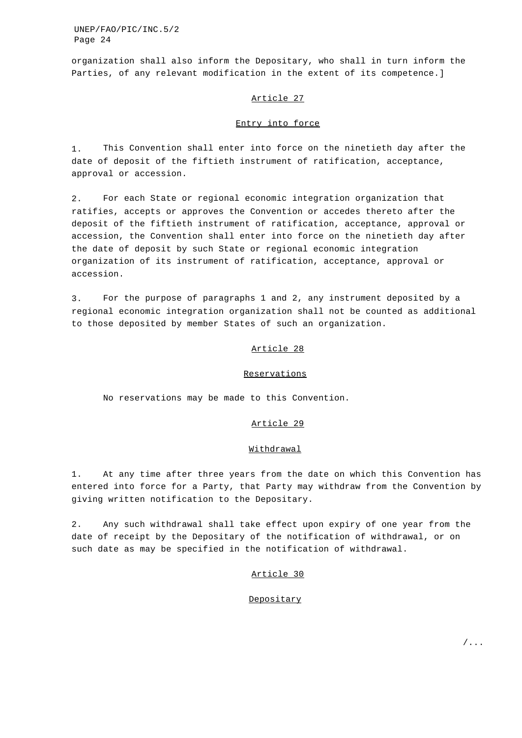organization shall also inform the Depositary, who shall in turn inform the Parties, of any relevant modification in the extent of its competence.]

## Article 27

## Entry into force

1. This Convention shall enter into force on the ninetieth day after the date of deposit of the fiftieth instrument of ratification, acceptance, approval or accession.

2. For each State or regional economic integration organization that ratifies, accepts or approves the Convention or accedes thereto after the deposit of the fiftieth instrument of ratification, acceptance, approval or accession, the Convention shall enter into force on the ninetieth day after the date of deposit by such State or regional economic integration organization of its instrument of ratification, acceptance, approval or accession.

3. For the purpose of paragraphs 1 and 2, any instrument deposited by a regional economic integration organization shall not be counted as additional to those deposited by member States of such an organization.

## Article 28

## Reservations

No reservations may be made to this Convention.

## Article 29

## Withdrawal

1. At any time after three years from the date on which this Convention has entered into force for a Party, that Party may withdraw from the Convention by giving written notification to the Depositary.

2. Any such withdrawal shall take effect upon expiry of one year from the date of receipt by the Depositary of the notification of withdrawal, or on such date as may be specified in the notification of withdrawal.

## Article 30

## Depositary

/...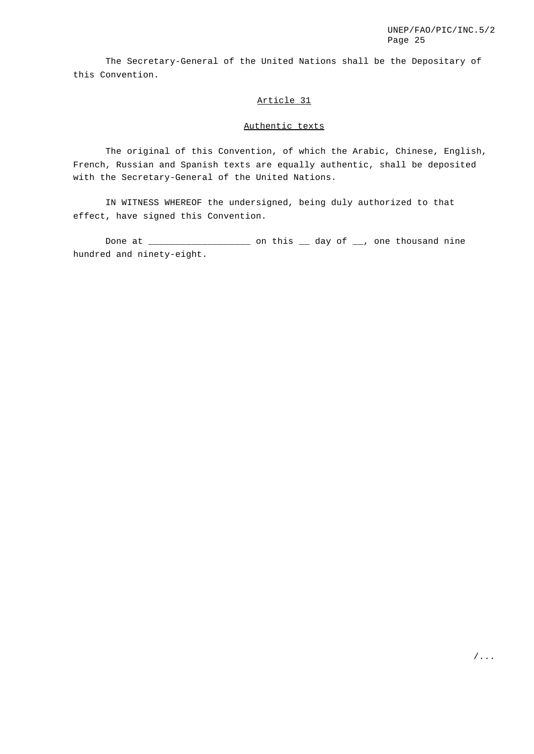The Secretary-General of the United Nations shall be the Depositary of this Convention.

## Article 31

## Authentic texts

The original of this Convention, of which the Arabic, Chinese, English, French, Russian and Spanish texts are equally authentic, shall be deposited with the Secretary-General of the United Nations.

IN WITNESS WHEREOF the undersigned, being duly authorized to that effect, have signed this Convention.

Done at ___________________ on this __ day of __, one thousand nine hundred and ninety-eight.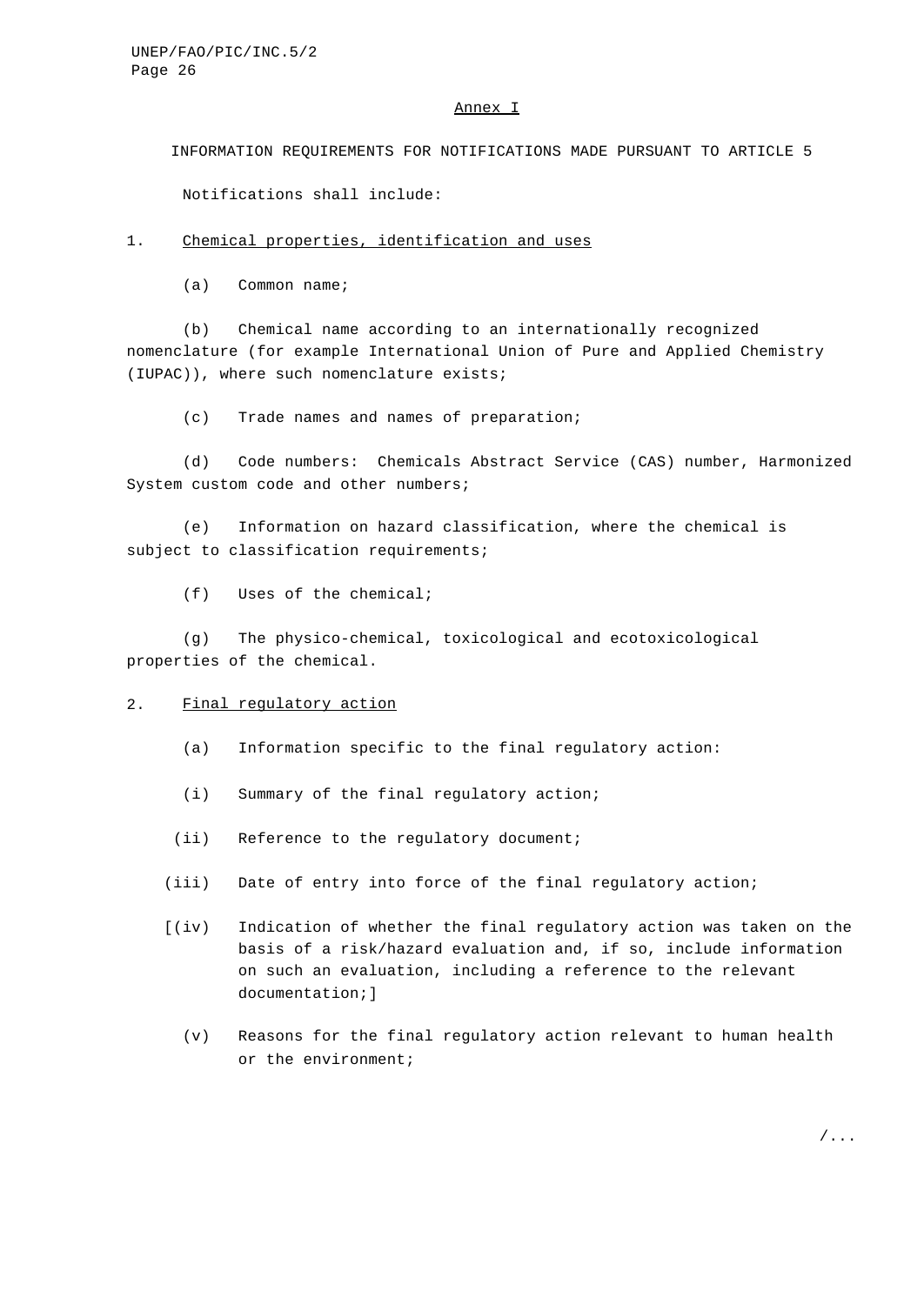## Annex I

### INFORMATION REQUIREMENTS FOR NOTIFICATIONS MADE PURSUANT TO ARTICLE 5

Notifications shall include:

1. Chemical properties, identification and uses

   (a) Common name;

   (b) Chemical name according to an internationally recognized nomenclature (for example International Union of Pure and Applied Chemistry (IUPAC)), where such nomenclature exists;

   (c) Trade names and names of preparation;

   (d) Code numbers: Chemicals Abstract Service (CAS) number, Harmonized System custom code and other numbers;

   (e) Information on hazard classification, where the chemical is subject to classification requirements;

   (f) Uses of the chemical;

   (g) The physico-chemical, toxicological and ecotoxicological properties of the chemical.

2. Final regulatory action

   (a) Information specific to the final regulatory action:

   (i) Summary of the final regulatory action;

   (ii) Reference to the regulatory document;

   (iii) Date of entry into force of the final regulatory action;

   [(iv) Indication of whether the final regulatory action was taken on the basis of a risk/hazard evaluation and, if so, include information on such an evaluation, including a reference to the relevant documentation;]

   (v) Reasons for the final regulatory action relevant to human health or the environment;

/...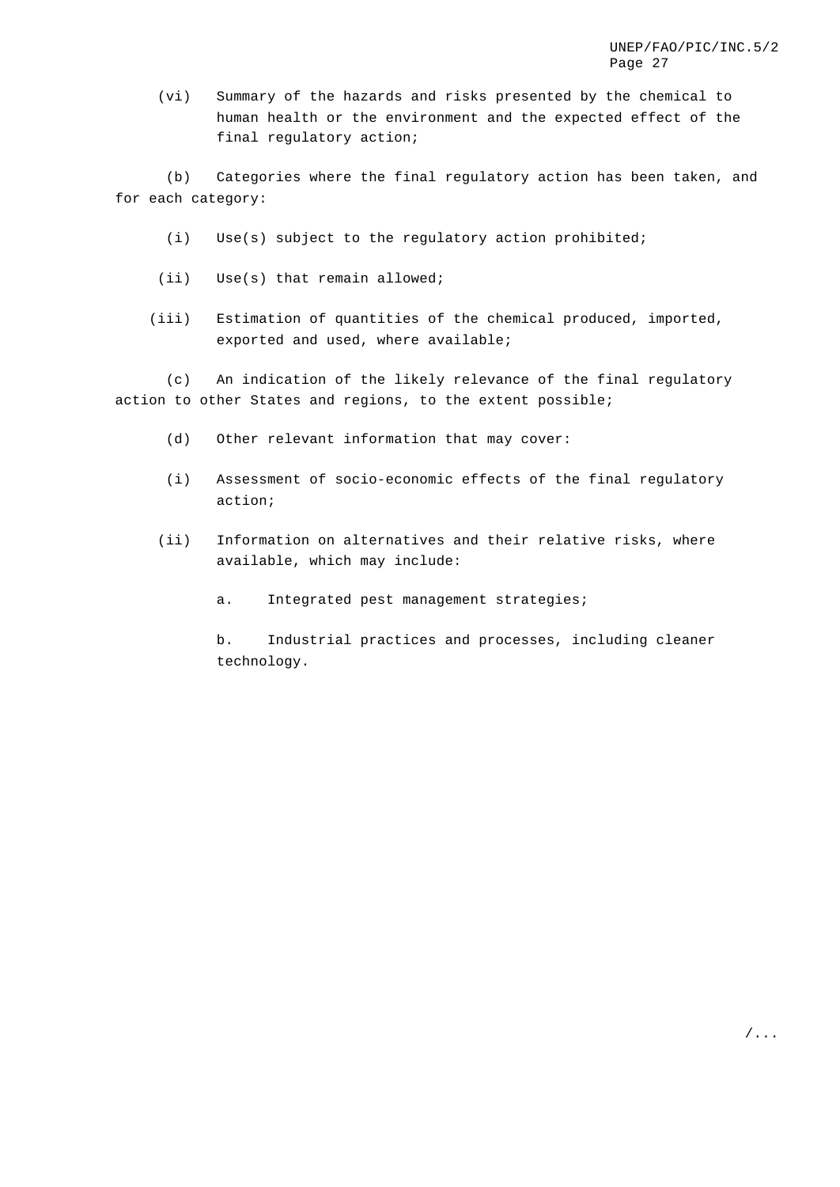(vi) Summary of the hazards and risks presented by the chemical to human health or the environment and the expected effect of the final regulatory action;

(b) Categories where the final regulatory action has been taken, and for each category:

(i) Use(s) subject to the regulatory action prohibited;

(ii) Use(s) that remain allowed;

(iii) Estimation of quantities of the chemical produced, imported, exported and used, where available;

(c) An indication of the likely relevance of the final regulatory action to other States and regions, to the extent possible;

(d) Other relevant information that may cover:

(i) Assessment of socio-economic effects of the final regulatory action;

(ii) Information on alternatives and their relative risks, where available, which may include:

a. Integrated pest management strategies;

b. Industrial practices and processes, including cleaner technology.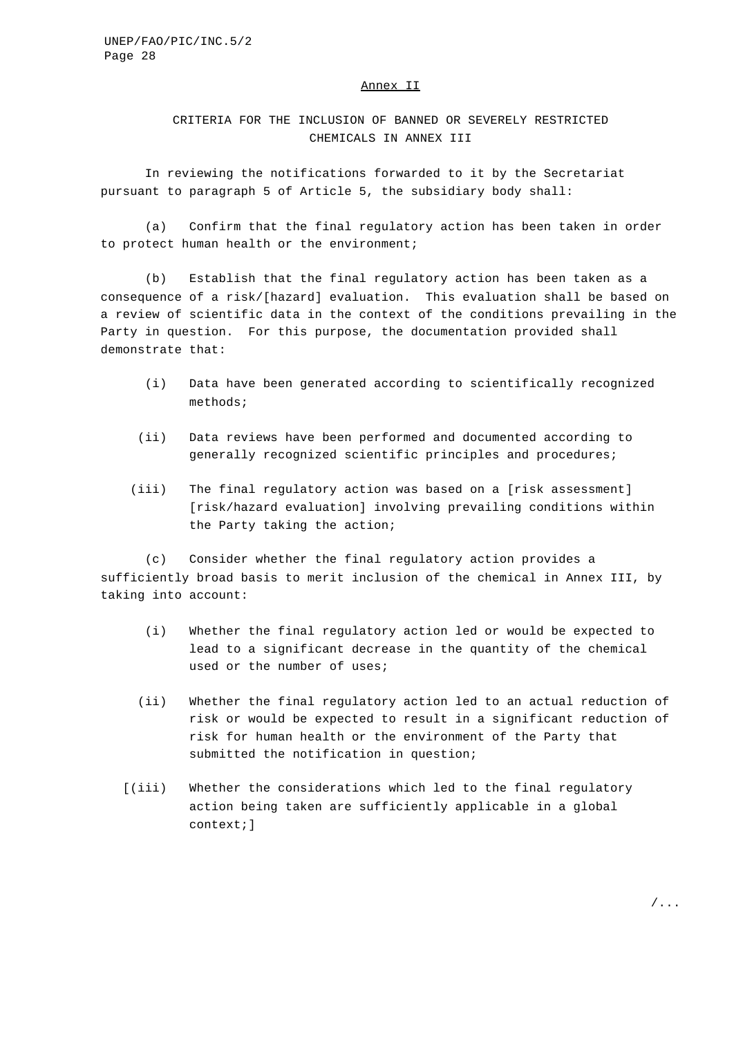## Annex II

### CRITERIA FOR THE INCLUSION OF BANNED OR SEVERELY RESTRICTED CHEMICALS IN ANNEX III

In reviewing the notifications forwarded to it by the Secretariat pursuant to paragraph 5 of Article 5, the subsidiary body shall:

(a) Confirm that the final regulatory action has been taken in order to protect human health or the environment;

(b) Establish that the final regulatory action has been taken as a consequence of a risk/[hazard] evaluation. This evaluation shall be based on a review of scientific data in the context of the conditions prevailing in the Party in question. For this purpose, the documentation provided shall demonstrate that:

- (i) Data have been generated according to scientifically recognized methods;
- (ii) Data reviews have been performed and documented according to generally recognized scientific principles and procedures;
- (iii) The final regulatory action was based on a [risk assessment] [risk/hazard evaluation] involving prevailing conditions within the Party taking the action;

(c) Consider whether the final regulatory action provides a sufficiently broad basis to merit inclusion of the chemical in Annex III, by taking into account:

- (i) Whether the final regulatory action led or would be expected to lead to a significant decrease in the quantity of the chemical used or the number of uses;
- (ii) Whether the final regulatory action led to an actual reduction of risk or would be expected to result in a significant reduction of risk for human health or the environment of the Party that submitted the notification in question;
- [(iii) Whether the considerations which led to the final regulatory action being taken are sufficiently applicable in a global context;]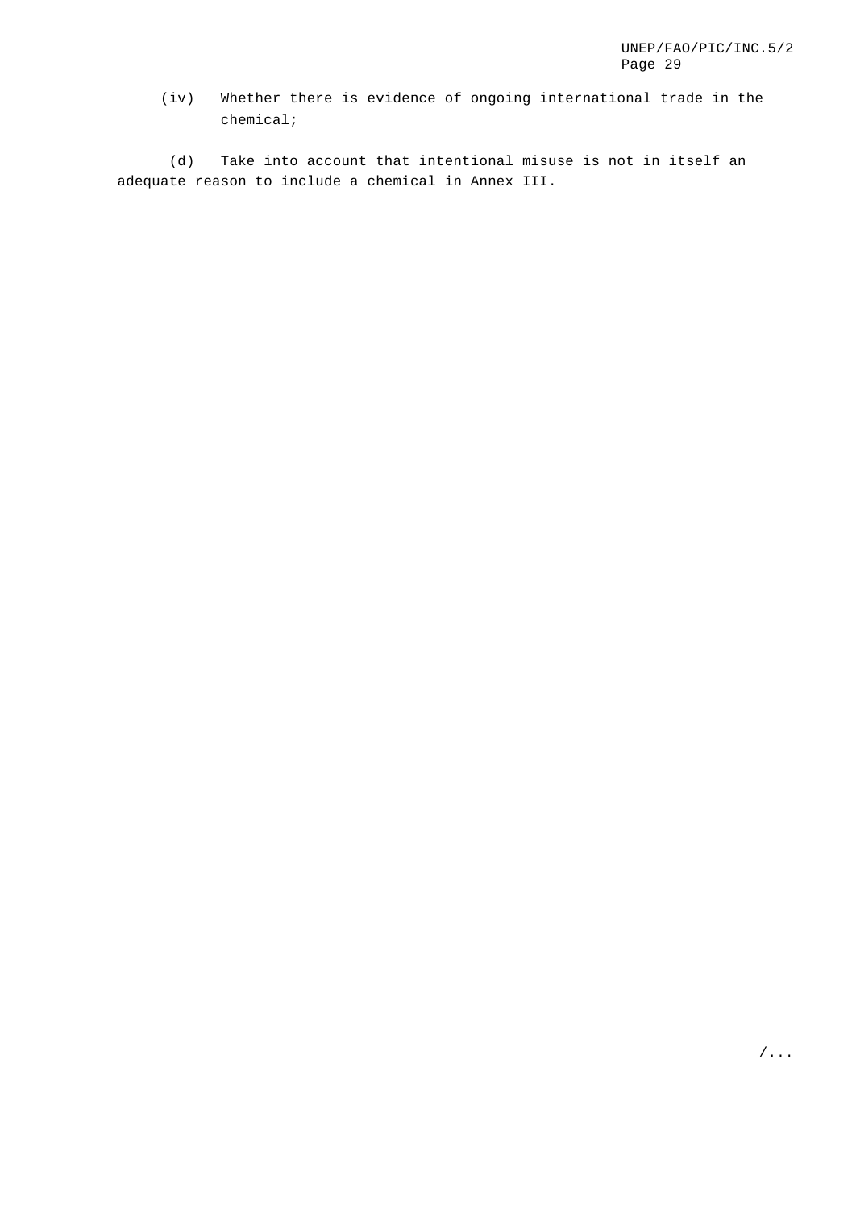(iv) Whether there is evidence of ongoing international trade in the chemical;

(d) Take into account that intentional misuse is not in itself an adequate reason to include a chemical in Annex III.

/...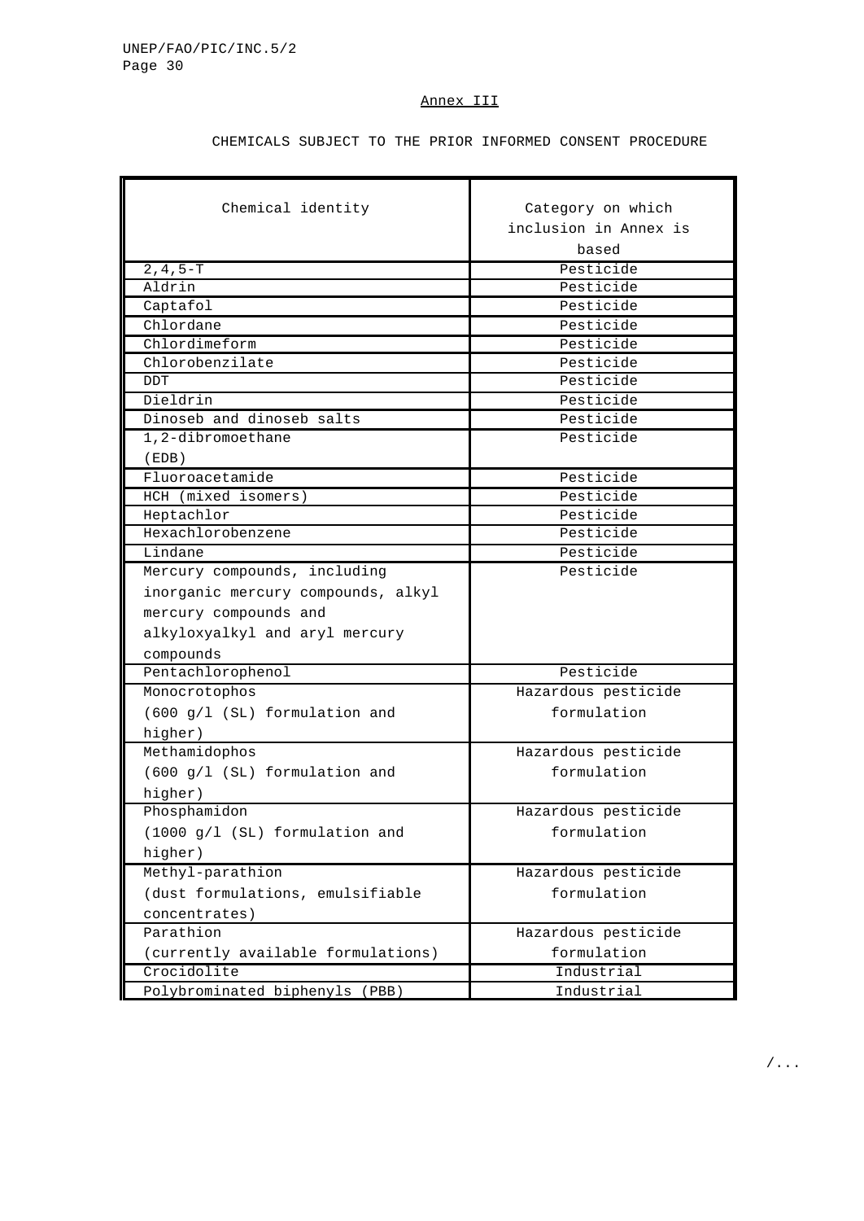## Annex III

CHEMICALS SUBJECT TO THE PRIOR INFORMED CONSENT PROCEDURE

| Chemical identity | Category on which inclusion in Annex is based |
|---|---|
| 2,4,5-T | Pesticide |
| Aldrin | Pesticide |
| Captafol | Pesticide |
| Chlordane | Pesticide |
| Chlordimeform | Pesticide |
| Chlorobenzilate | Pesticide |
| DDT | Pesticide |
| Dieldrin | Pesticide |
| Dinoseb and dinoseb salts | Pesticide |
| 1,2-dibromoethane (EDB) | Pesticide |
| Fluoroacetamide | Pesticide |
| HCH (mixed isomers) | Pesticide |
| Heptachlor | Pesticide |
| Hexachlorobenzene | Pesticide |
| Lindane | Pesticide |
| Mercury compounds, including inorganic mercury compounds, alkyl mercury compounds and alkyloxyalkyl and aryl mercury compounds | Pesticide |
| Pentachlorophenol | Pesticide |
| Monocrotophos (600 g/l (SL) formulation and higher) | Hazardous pesticide formulation |
| Methamidophos (600 g/l (SL) formulation and higher) | Hazardous pesticide formulation |
| Phosphamidon (1000 g/l (SL) formulation and higher) | Hazardous pesticide formulation |
| Methyl-parathion (dust formulations, emulsifiable concentrates) | Hazardous pesticide formulation |
| Parathion (currently available formulations) | Hazardous pesticide formulation |
| Crocidolite | Industrial |
| Polybrominated biphenyls (PBB) | Industrial |

/...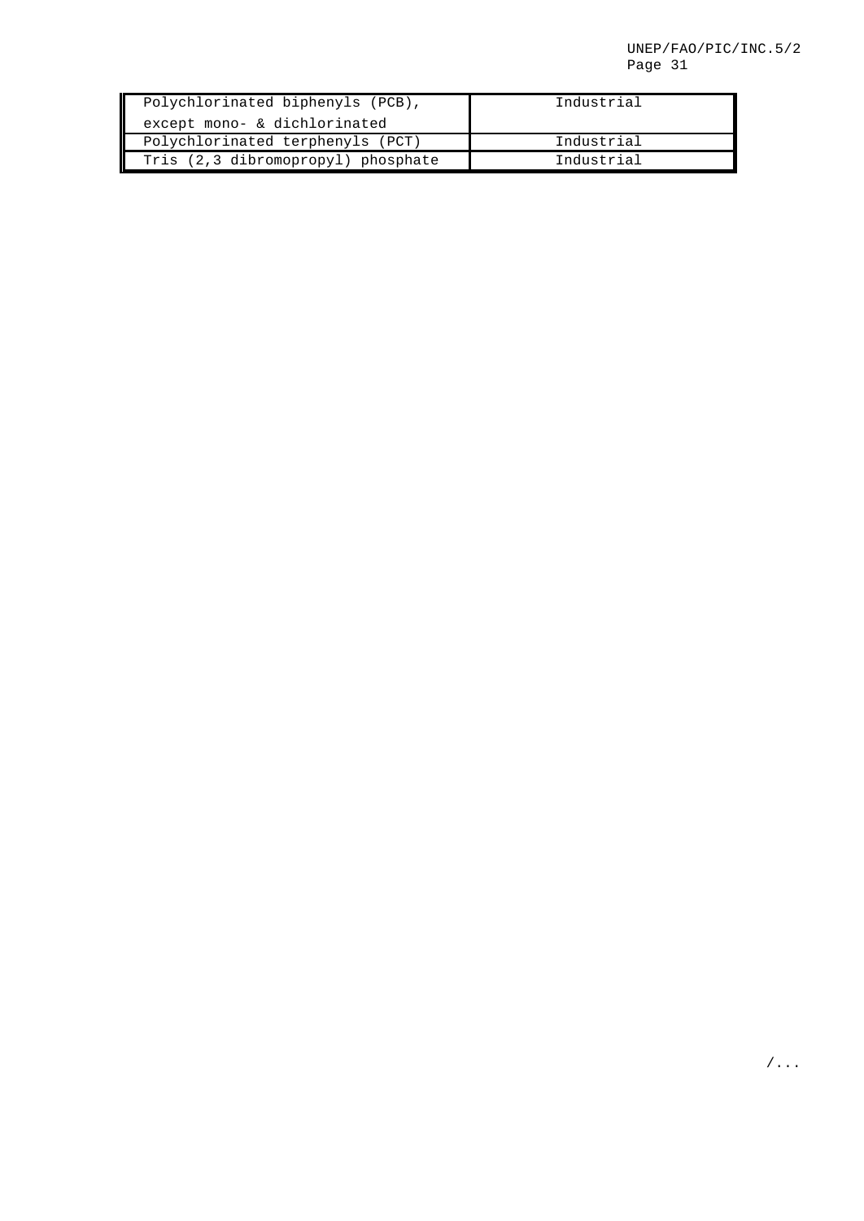| | |
|---|---|
| Polychlorinated biphenyls (PCB), except mono- & dichlorinated | Industrial |
| Polychlorinated terphenyls (PCT) | Industrial |
| Tris (2,3 dibromopropyl) phosphate | Industrial |

/...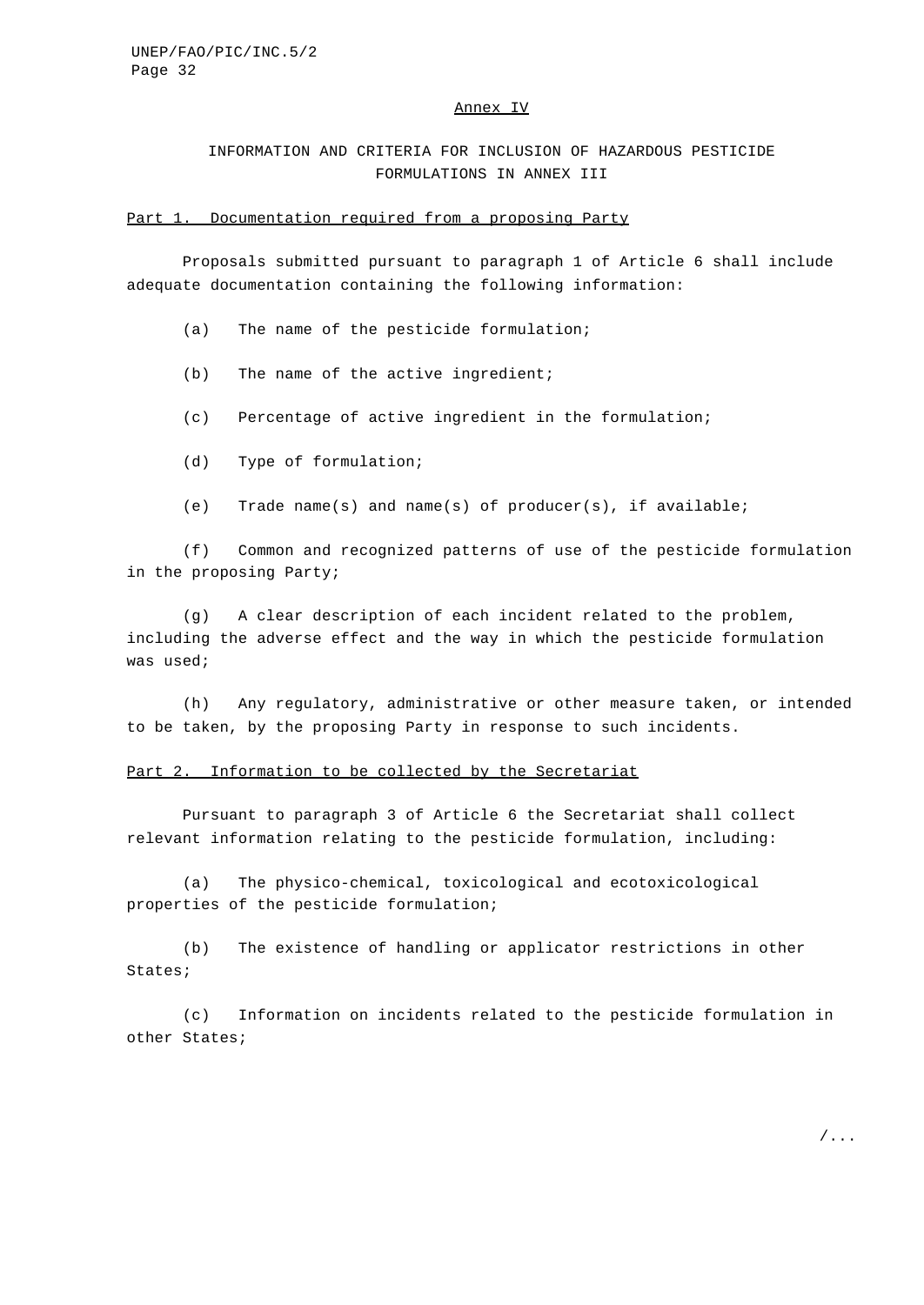## Annex IV

### INFORMATION AND CRITERIA FOR INCLUSION OF HAZARDOUS PESTICIDE FORMULATIONS IN ANNEX III

#### Part 1. Documentation required from a proposing Party

Proposals submitted pursuant to paragraph 1 of Article 6 shall include adequate documentation containing the following information:

(a) The name of the pesticide formulation;

(b) The name of the active ingredient;

(c) Percentage of active ingredient in the formulation;

(d) Type of formulation;

(e) Trade name(s) and name(s) of producer(s), if available;

(f) Common and recognized patterns of use of the pesticide formulation in the proposing Party;

(g) A clear description of each incident related to the problem, including the adverse effect and the way in which the pesticide formulation was used;

(h) Any regulatory, administrative or other measure taken, or intended to be taken, by the proposing Party in response to such incidents.

#### Part 2. Information to be collected by the Secretariat

Pursuant to paragraph 3 of Article 6 the Secretariat shall collect relevant information relating to the pesticide formulation, including:

(a) The physico-chemical, toxicological and ecotoxicological properties of the pesticide formulation;

(b) The existence of handling or applicator restrictions in other States;

(c) Information on incidents related to the pesticide formulation in other States;

/...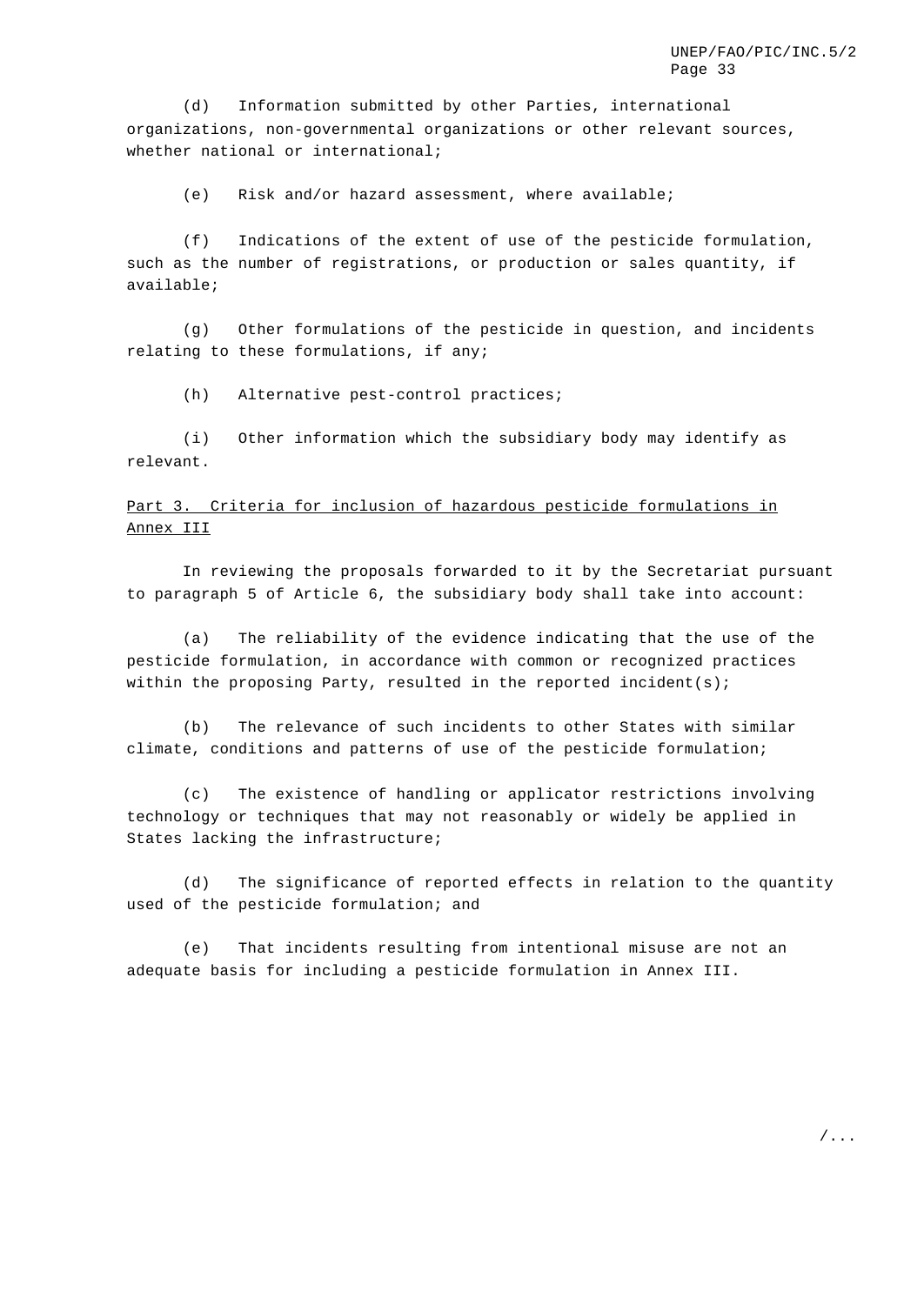(d) Information submitted by other Parties, international organizations, non-governmental organizations or other relevant sources, whether national or international;

(e) Risk and/or hazard assessment, where available;

(f) Indications of the extent of use of the pesticide formulation, such as the number of registrations, or production or sales quantity, if available;

(g) Other formulations of the pesticide in question, and incidents relating to these formulations, if any;

(h) Alternative pest-control practices;

(i) Other information which the subsidiary body may identify as relevant.

Part 3. Criteria for inclusion of hazardous pesticide formulations in Annex III

In reviewing the proposals forwarded to it by the Secretariat pursuant to paragraph 5 of Article 6, the subsidiary body shall take into account:

(a) The reliability of the evidence indicating that the use of the pesticide formulation, in accordance with common or recognized practices within the proposing Party, resulted in the reported incident(s);

(b) The relevance of such incidents to other States with similar climate, conditions and patterns of use of the pesticide formulation;

(c) The existence of handling or applicator restrictions involving technology or techniques that may not reasonably or widely be applied in States lacking the infrastructure;

(d) The significance of reported effects in relation to the quantity used of the pesticide formulation; and

(e) That incidents resulting from intentional misuse are not an adequate basis for including a pesticide formulation in Annex III.

/...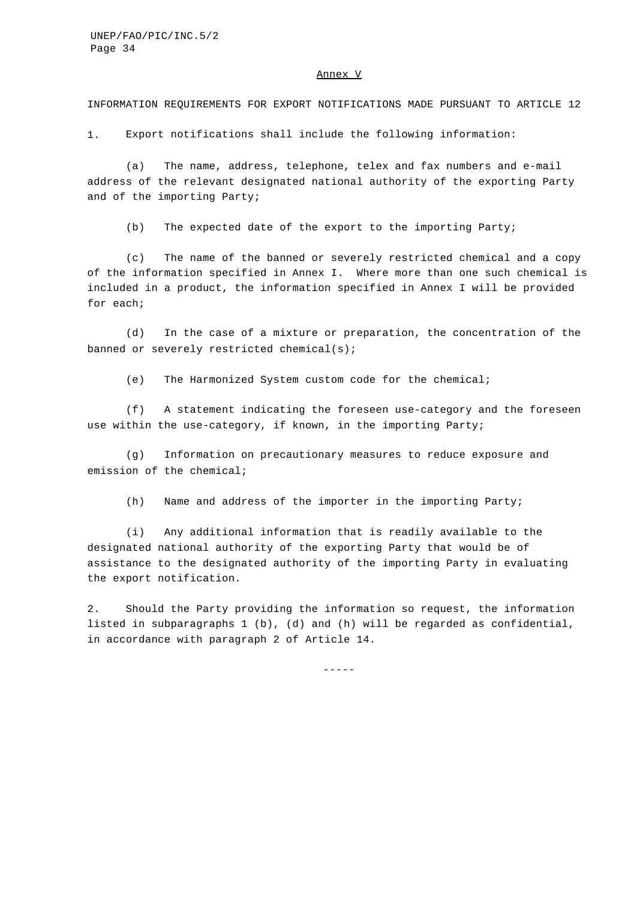## Annex V

INFORMATION REQUIREMENTS FOR EXPORT NOTIFICATIONS MADE PURSUANT TO ARTICLE 12

1. Export notifications shall include the following information:

(a) The name, address, telephone, telex and fax numbers and e-mail address of the relevant designated national authority of the exporting Party and of the importing Party;

(b) The expected date of the export to the importing Party;

(c) The name of the banned or severely restricted chemical and a copy of the information specified in Annex I. Where more than one such chemical is included in a product, the information specified in Annex I will be provided for each;

(d) In the case of a mixture or preparation, the concentration of the banned or severely restricted chemical(s);

(e) The Harmonized System custom code for the chemical;

(f) A statement indicating the foreseen use-category and the foreseen use within the use-category, if known, in the importing Party;

(g) Information on precautionary measures to reduce exposure and emission of the chemical;

(h) Name and address of the importer in the importing Party;

(i) Any additional information that is readily available to the designated national authority of the exporting Party that would be of assistance to the designated authority of the importing Party in evaluating the export notification.

2. Should the Party providing the information so request, the information listed in subparagraphs 1 (b), (d) and (h) will be regarded as confidential, in accordance with paragraph 2 of Article 14.

-----